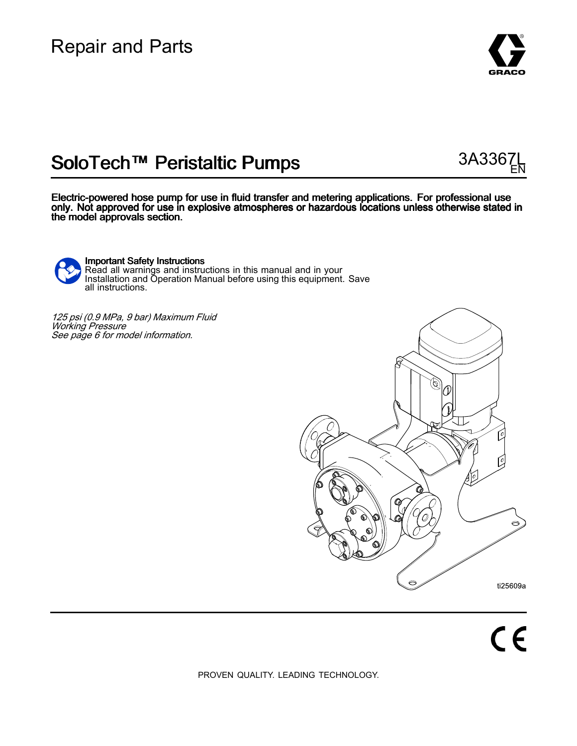Repair and Parts

# SoloTech™ Peristaltic Pumps

3A3367L
EN

**Electric-powered hose pump for use in fluid transfer and metering applications. For professional use only. Not approved for use in explosive atmospheres or hazardous locations unless otherwise stated in the model approvals section.**

**Important Safety Instructions**
Read all warnings and instructions in this manual and in your Installation and Operation Manual before using this equipment. Save all instructions.

*125 psi (0.9 MPa, 9 bar) Maximum Fluid Working Pressure*
*See page 6 for model information.*

ti25609a

PROVEN QUALITY. LEADING TECHNOLOGY.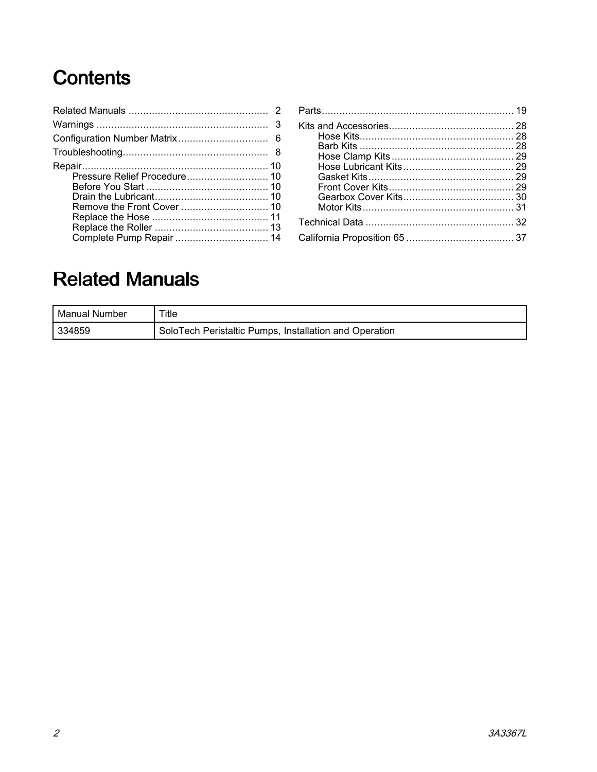# Contents

Related Manuals ........................................ 2
Warnings ........................................ 3
Configuration Number Matrix ........................................ 6
Troubleshooting ........................................ 8
Repair ........................................ 10
- Pressure Relief Procedure ........................................ 10
- Before You Start ........................................ 10
- Drain the Lubricant ........................................ 10
- Remove the Front Cover ........................................ 10
- Replace the Hose ........................................ 11
- Replace the Roller ........................................ 13
- Complete Pump Repair ........................................ 14

Parts ........................................ 19
Kits and Accessories ........................................ 28
- Hose Kits ........................................ 28
- Barb Kits ........................................ 28
- Hose Clamp Kits ........................................ 29
- Hose Lubricant Kits ........................................ 29
- Gasket Kits ........................................ 29
- Front Cover Kits ........................................ 29
- Gearbox Cover Kits ........................................ 30
- Motor Kits ........................................ 31

Technical Data ........................................ 32
California Proposition 65 ........................................ 37

# Related Manuals

| Manual Number | Title |
| --- | --- |
| 334859 | SoloTech Peristaltic Pumps, Installation and Operation |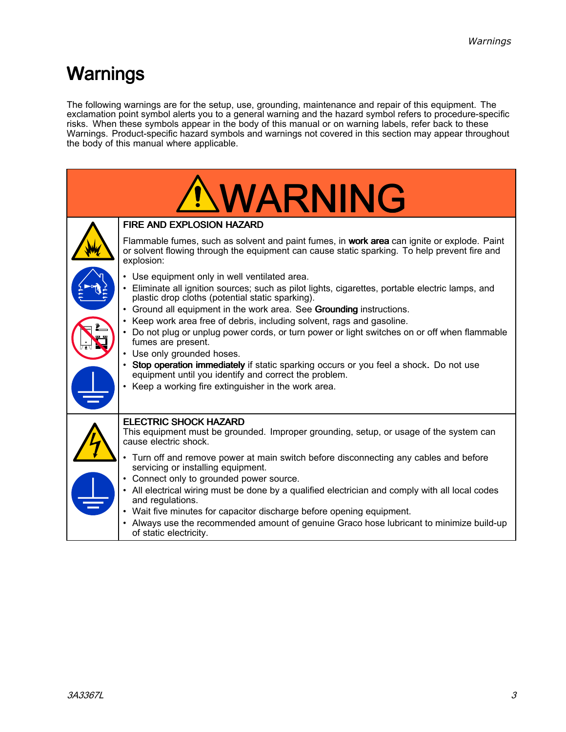# Warnings

The following warnings are for the setup, use, grounding, maintenance and repair of this equipment. The exclamation point symbol alerts you to a general warning and the hazard symbol refers to procedure-specific risks. When these symbols appear in the body of this manual or on warning labels, refer back to these Warnings. Product-specific hazard symbols and warnings not covered in this section may appear throughout the body of this manual where applicable.

## WARNING

**FIRE AND EXPLOSION HAZARD**

Flammable fumes, such as solvent and paint fumes, in **work area** can ignite or explode. Paint or solvent flowing through the equipment can cause static sparking. To help prevent fire and explosion:

- Use equipment only in well ventilated area.
- Eliminate all ignition sources; such as pilot lights, cigarettes, portable electric lamps, and plastic drop cloths (potential static sparking).
- Ground all equipment in the work area. See **Grounding** instructions.
- Keep work area free of debris, including solvent, rags and gasoline.
- Do not plug or unplug power cords, or turn power or light switches on or off when flammable fumes are present.
- Use only grounded hoses.
- **Stop operation immediately** if static sparking occurs or you feel a shock**.** Do not use equipment until you identify and correct the problem.
- Keep a working fire extinguisher in the work area.

**ELECTRIC SHOCK HAZARD**

This equipment must be grounded. Improper grounding, setup, or usage of the system can cause electric shock.

- Turn off and remove power at main switch before disconnecting any cables and before servicing or installing equipment.
- Connect only to grounded power source.
- All electrical wiring must be done by a qualified electrician and comply with all local codes and regulations.
- Wait five minutes for capacitor discharge before opening equipment.
- Always use the recommended amount of genuine Graco hose lubricant to minimize build-up of static electricity.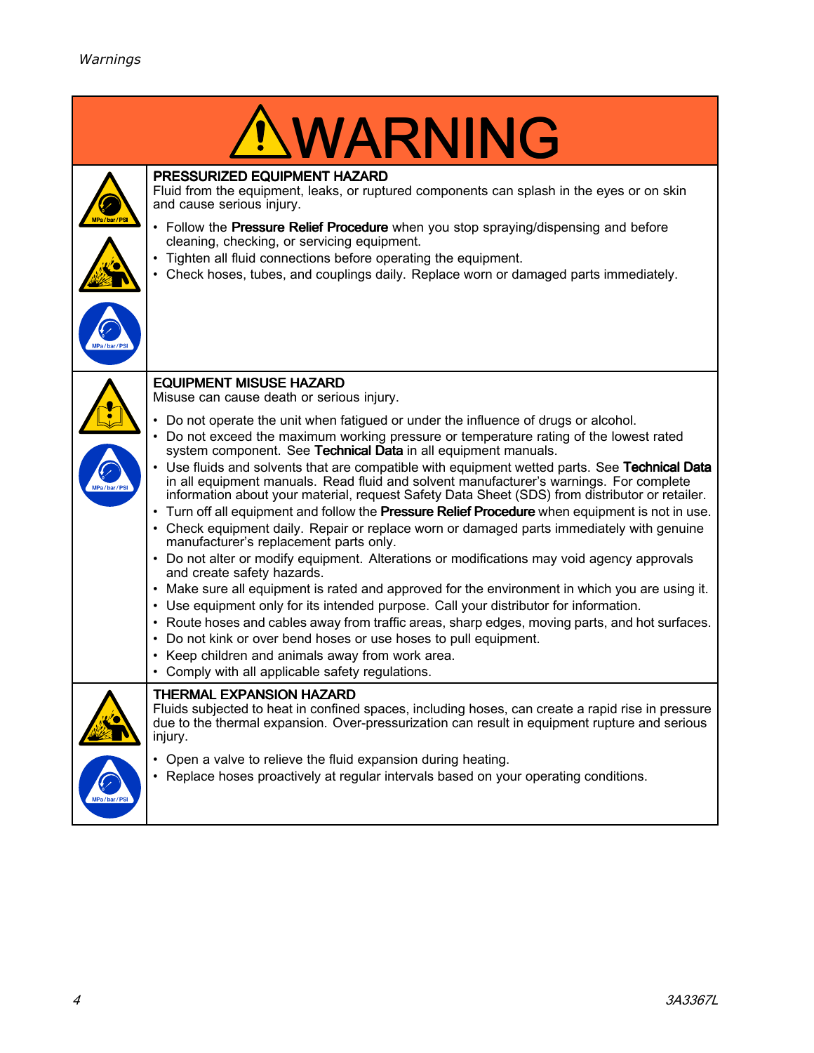# WARNING

## PRESSURIZED EQUIPMENT HAZARD

Fluid from the equipment, leaks, or ruptured components can splash in the eyes or on skin and cause serious injury.

- Follow the **Pressure Relief Procedure** when you stop spraying/dispensing and before cleaning, checking, or servicing equipment.
- Tighten all fluid connections before operating the equipment.
- Check hoses, tubes, and couplings daily. Replace worn or damaged parts immediately.

## EQUIPMENT MISUSE HAZARD

Misuse can cause death or serious injury.

- Do not operate the unit when fatigued or under the influence of drugs or alcohol.
- Do not exceed the maximum working pressure or temperature rating of the lowest rated system component. See **Technical Data** in all equipment manuals.
- Use fluids and solvents that are compatible with equipment wetted parts. See **Technical Data** in all equipment manuals. Read fluid and solvent manufacturer's warnings. For complete information about your material, request Safety Data Sheet (SDS) from distributor or retailer.
- Turn off all equipment and follow the **Pressure Relief Procedure** when equipment is not in use.
- Check equipment daily. Repair or replace worn or damaged parts immediately with genuine manufacturer's replacement parts only.
- Do not alter or modify equipment. Alterations or modifications may void agency approvals and create safety hazards.
- Make sure all equipment is rated and approved for the environment in which you are using it.
- Use equipment only for its intended purpose. Call your distributor for information.
- Route hoses and cables away from traffic areas, sharp edges, moving parts, and hot surfaces.
- Do not kink or over bend hoses or use hoses to pull equipment.
- Keep children and animals away from work area.
- Comply with all applicable safety regulations.

## THERMAL EXPANSION HAZARD

Fluids subjected to heat in confined spaces, including hoses, can create a rapid rise in pressure due to the thermal expansion. Over-pressurization can result in equipment rupture and serious injury.

- Open a valve to relieve the fluid expansion during heating.
- Replace hoses proactively at regular intervals based on your operating conditions.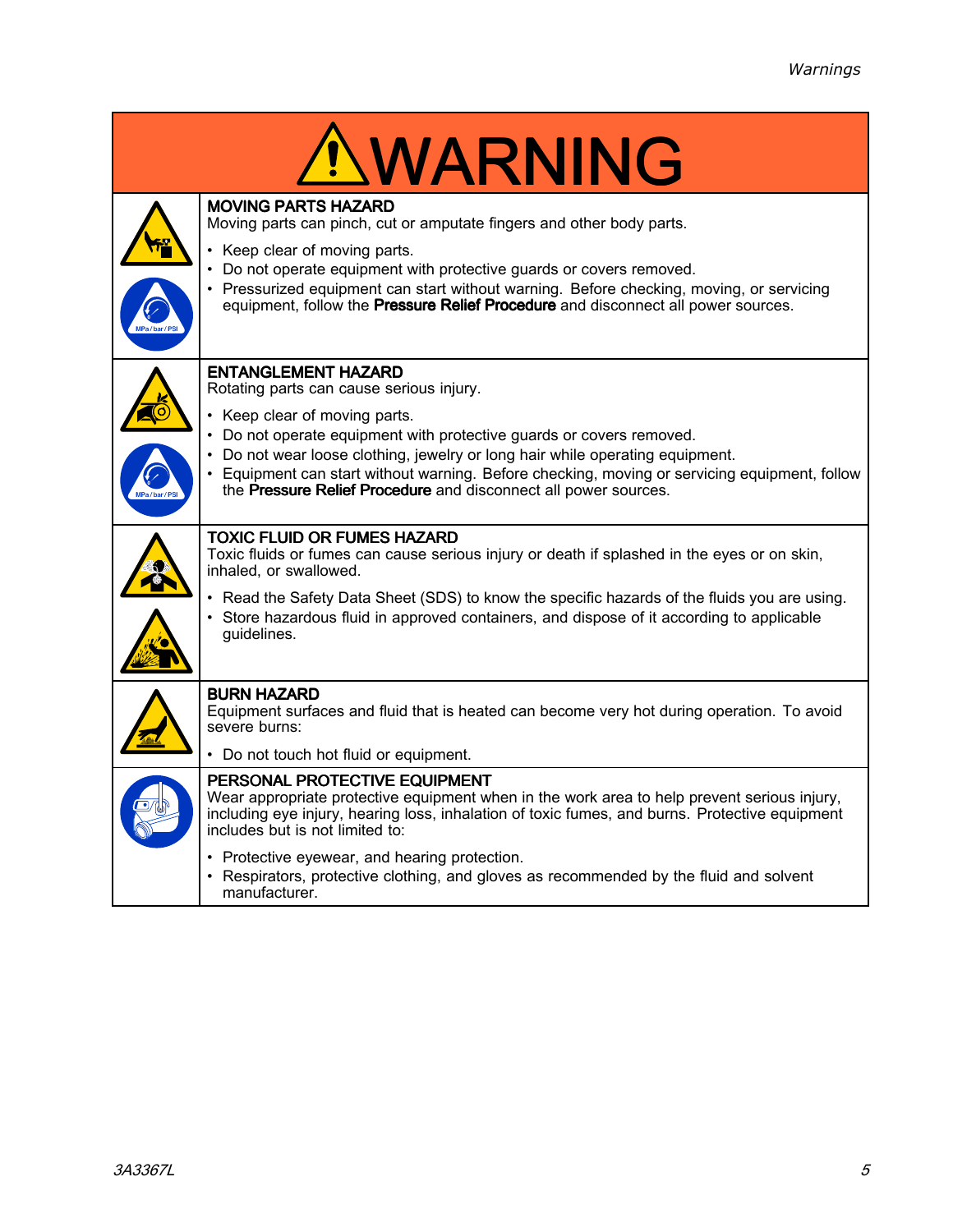# WARNING

**MOVING PARTS HAZARD**

Moving parts can pinch, cut or amputate fingers and other body parts.

- Keep clear of moving parts.
- Do not operate equipment with protective guards or covers removed.
- Pressurized equipment can start without warning. Before checking, moving, or servicing equipment, follow the **Pressure Relief Procedure** and disconnect all power sources.

**ENTANGLEMENT HAZARD**

Rotating parts can cause serious injury.

- Keep clear of moving parts.
- Do not operate equipment with protective guards or covers removed.
- Do not wear loose clothing, jewelry or long hair while operating equipment.
- Equipment can start without warning. Before checking, moving or servicing equipment, follow the **Pressure Relief Procedure** and disconnect all power sources.

**TOXIC FLUID OR FUMES HAZARD**

Toxic fluids or fumes can cause serious injury or death if splashed in the eyes or on skin, inhaled, or swallowed.

- Read the Safety Data Sheet (SDS) to know the specific hazards of the fluids you are using.
- Store hazardous fluid in approved containers, and dispose of it according to applicable guidelines.

**BURN HAZARD**

Equipment surfaces and fluid that is heated can become very hot during operation. To avoid severe burns:

- Do not touch hot fluid or equipment.

**PERSONAL PROTECTIVE EQUIPMENT**

Wear appropriate protective equipment when in the work area to help prevent serious injury, including eye injury, hearing loss, inhalation of toxic fumes, and burns. Protective equipment includes but is not limited to:

- Protective eyewear, and hearing protection.
- Respirators, protective clothing, and gloves as recommended by the fluid and solvent manufacturer.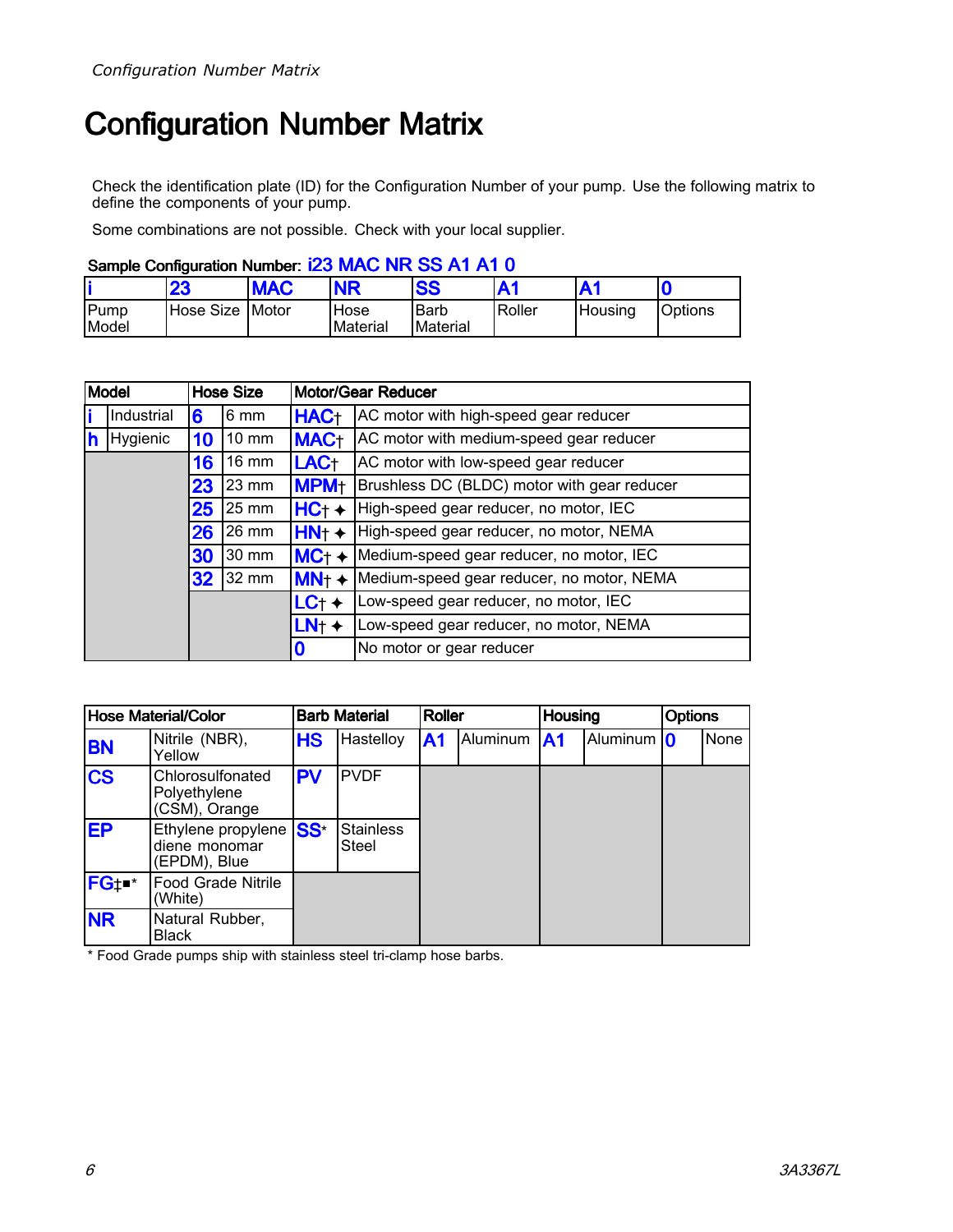# Configuration Number Matrix

Check the identification plate (ID) for the Configuration Number of your pump. Use the following matrix to define the components of your pump.

Some combinations are not possible. Check with your local supplier.

**Sample Configuration Number: i23 MAC NR SS A1 A1 0**

| i | 23 | MAC | NR | SS | A1 | A1 | 0 |
|---|---|---|---|---|---|---|---|
| Pump Model | Hose Size | Motor | Hose Material | Barb Material | Roller | Housing | Options |

| Model | | Hose Size | | Motor/Gear Reducer | |
|---|---|---|---|---|---|
| **i** | Industrial | **6** | 6 mm | **HAC**† | AC motor with high-speed gear reducer |
| **h** | Hygienic | **10** | 10 mm | **MAC**† | AC motor with medium-speed gear reducer |
| | | **16** | 16 mm | **LAC**† | AC motor with low-speed gear reducer |
| | | **23** | 23 mm | **MPM**† | Brushless DC (BLDC) motor with gear reducer |
| | | **25** | 25 mm | **HC**† ✦ | High-speed gear reducer, no motor, IEC |
| | | **26** | 26 mm | **HN**† ✦ | High-speed gear reducer, no motor, NEMA |
| | | **30** | 30 mm | **MC**† ✦ | Medium-speed gear reducer, no motor, IEC |
| | | **32** | 32 mm | **MN**† ✦ | Medium-speed gear reducer, no motor, NEMA |
| | | | | **LC**† ✦ | Low-speed gear reducer, no motor, IEC |
| | | | | **LN**† ✦ | Low-speed gear reducer, no motor, NEMA |
| | | | | **0** | No motor or gear reducer |

| Hose Material/Color | | Barb Material | | Roller | | Housing | | Options | |
|---|---|---|---|---|---|---|---|---|---|
| **BN** | Nitrile (NBR), Yellow | **HS** | Hastelloy | **A1** | Aluminum | **A1** | Aluminum | **0** | None |
| **CS** | Chlorosulfonated Polyethylene (CSM), Orange | **PV** | PVDF | | | | | | |
| **EP** | Ethylene propylene diene monomar (EPDM), Blue | **SS*** | Stainless Steel | | | | | | |
| **FG**‡■* | Food Grade Nitrile (White) | | | | | | | | |
| **NR** | Natural Rubber, Black | | | | | | | | |

* Food Grade pumps ship with stainless steel tri-clamp hose barbs.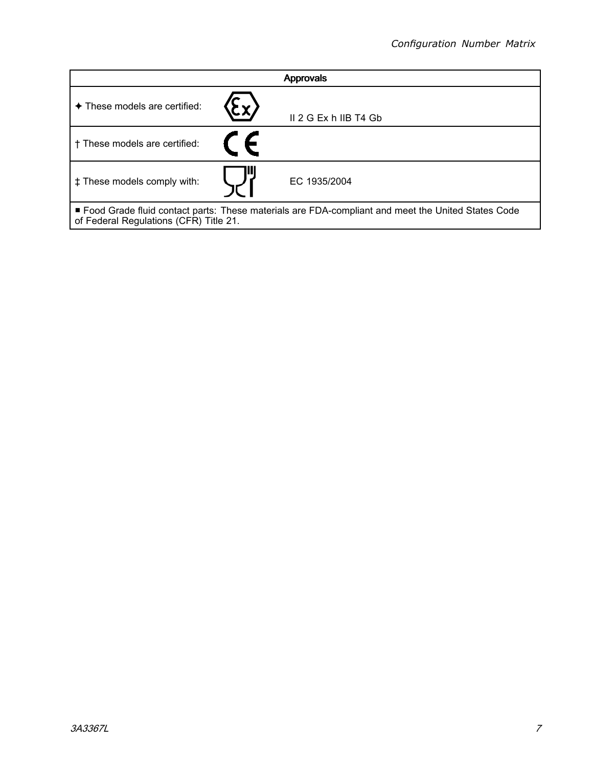| Approvals | | |
|---|---|---|
| ✦ These models are certified: | Ex | II 2 G Ex h IIB T4 Gb |
| † These models are certified: | CE | |
| ‡ These models comply with: | | EC 1935/2004 |
| ■ Food Grade fluid contact parts: These materials are FDA-compliant and meet the United States Code of Federal Regulations (CFR) Title 21. | | |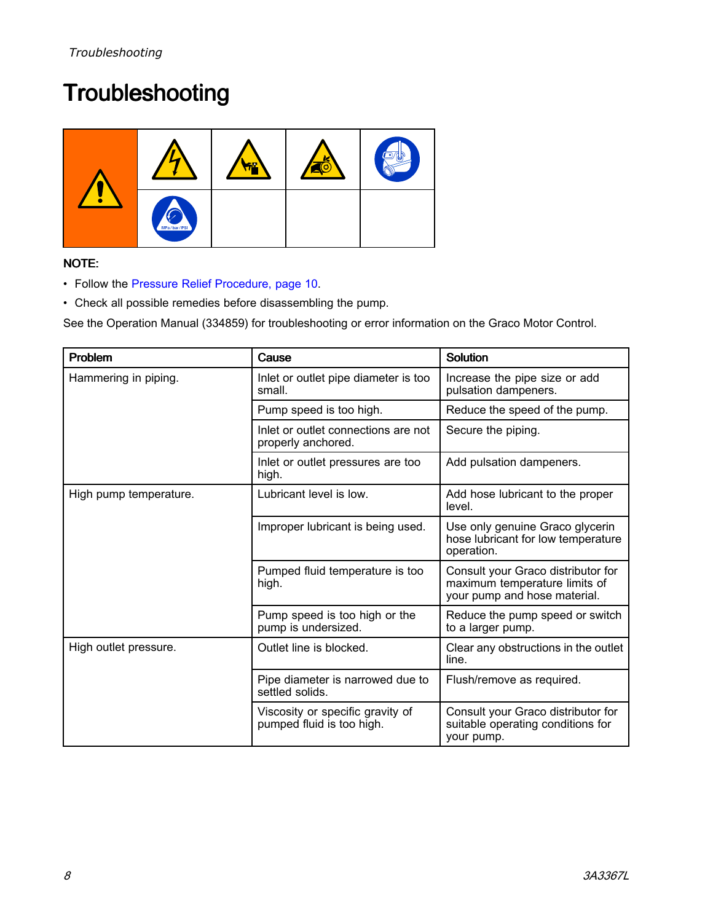# Troubleshooting

**NOTE:**

- Follow the Pressure Relief Procedure, page 10.
- Check all possible remedies before disassembling the pump.

See the Operation Manual (334859) for troubleshooting or error information on the Graco Motor Control.

| Problem | Cause | Solution |
| --- | --- | --- |
| Hammering in piping. | Inlet or outlet pipe diameter is too small. | Increase the pipe size or add pulsation dampeners. |
| | Pump speed is too high. | Reduce the speed of the pump. |
| | Inlet or outlet connections are not properly anchored. | Secure the piping. |
| | Inlet or outlet pressures are too high. | Add pulsation dampeners. |
| High pump temperature. | Lubricant level is low. | Add hose lubricant to the proper level. |
| | Improper lubricant is being used. | Use only genuine Graco glycerin hose lubricant for low temperature operation. |
| | Pumped fluid temperature is too high. | Consult your Graco distributor for maximum temperature limits of your pump and hose material. |
| | Pump speed is too high or the pump is undersized. | Reduce the pump speed or switch to a larger pump. |
| High outlet pressure. | Outlet line is blocked. | Clear any obstructions in the outlet line. |
| | Pipe diameter is narrowed due to settled solids. | Flush/remove as required. |
| | Viscosity or specific gravity of pumped fluid is too high. | Consult your Graco distributor for suitable operating conditions for your pump. |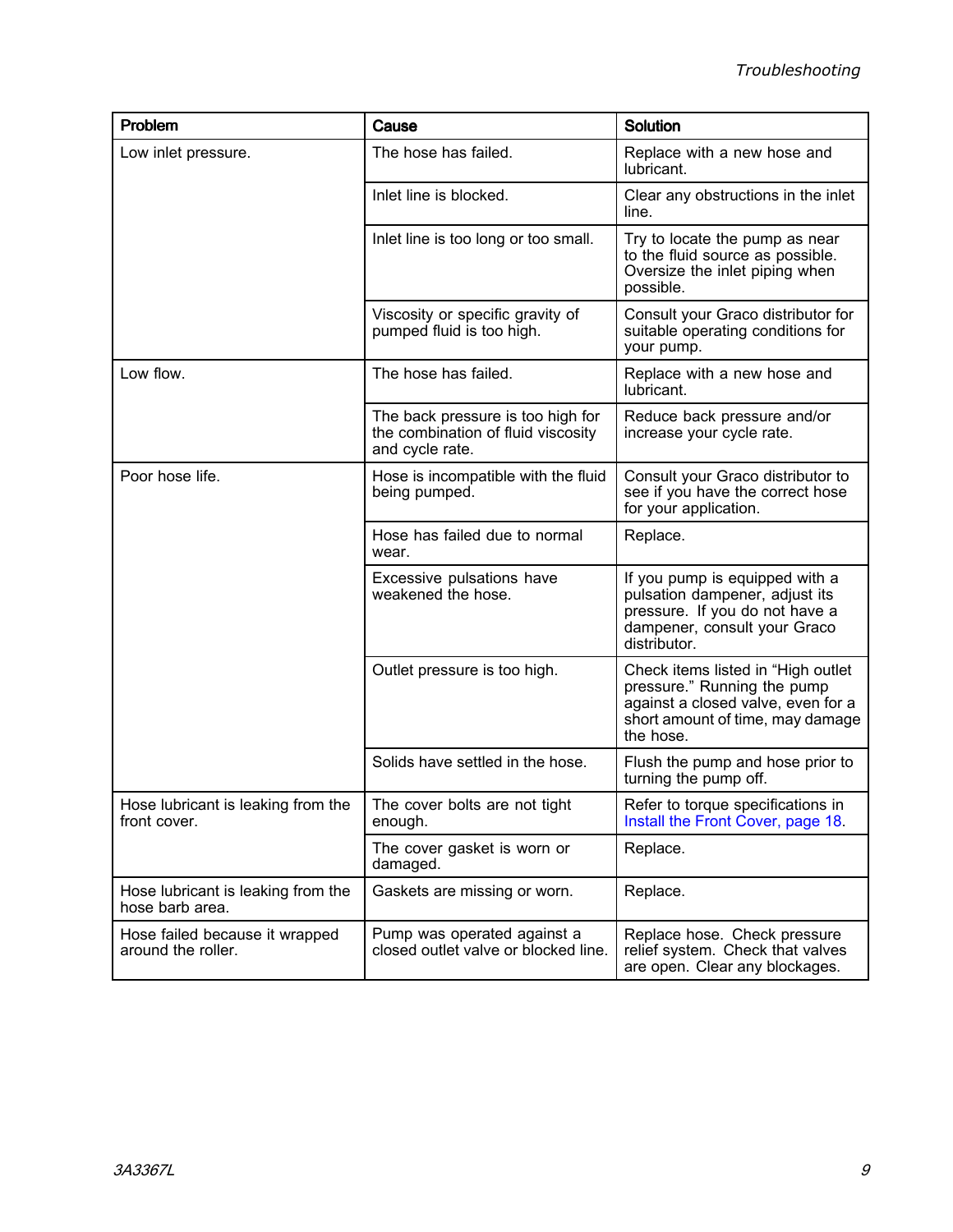| Problem | Cause | Solution |
|---|---|---|
| Low inlet pressure. | The hose has failed. | Replace with a new hose and lubricant. |
| | Inlet line is blocked. | Clear any obstructions in the inlet line. |
| | Inlet line is too long or too small. | Try to locate the pump as near to the fluid source as possible. Oversize the inlet piping when possible. |
| | Viscosity or specific gravity of pumped fluid is too high. | Consult your Graco distributor for suitable operating conditions for your pump. |
| Low flow. | The hose has failed. | Replace with a new hose and lubricant. |
| | The back pressure is too high for the combination of fluid viscosity and cycle rate. | Reduce back pressure and/or increase your cycle rate. |
| Poor hose life. | Hose is incompatible with the fluid being pumped. | Consult your Graco distributor to see if you have the correct hose for your application. |
| | Hose has failed due to normal wear. | Replace. |
| | Excessive pulsations have weakened the hose. | If you pump is equipped with a pulsation dampener, adjust its pressure. If you do not have a dampener, consult your Graco distributor. |
| | Outlet pressure is too high. | Check items listed in “High outlet pressure.” Running the pump against a closed valve, even for a short amount of time, may damage the hose. |
| | Solids have settled in the hose. | Flush the pump and hose prior to turning the pump off. |
| Hose lubricant is leaking from the front cover. | The cover bolts are not tight enough. | Refer to torque specifications in Install the Front Cover, page 18. |
| | The cover gasket is worn or damaged. | Replace. |
| Hose lubricant is leaking from the hose barb area. | Gaskets are missing or worn. | Replace. |
| Hose failed because it wrapped around the roller. | Pump was operated against a closed outlet valve or blocked line. | Replace hose. Check pressure relief system. Check that valves are open. Clear any blockages. |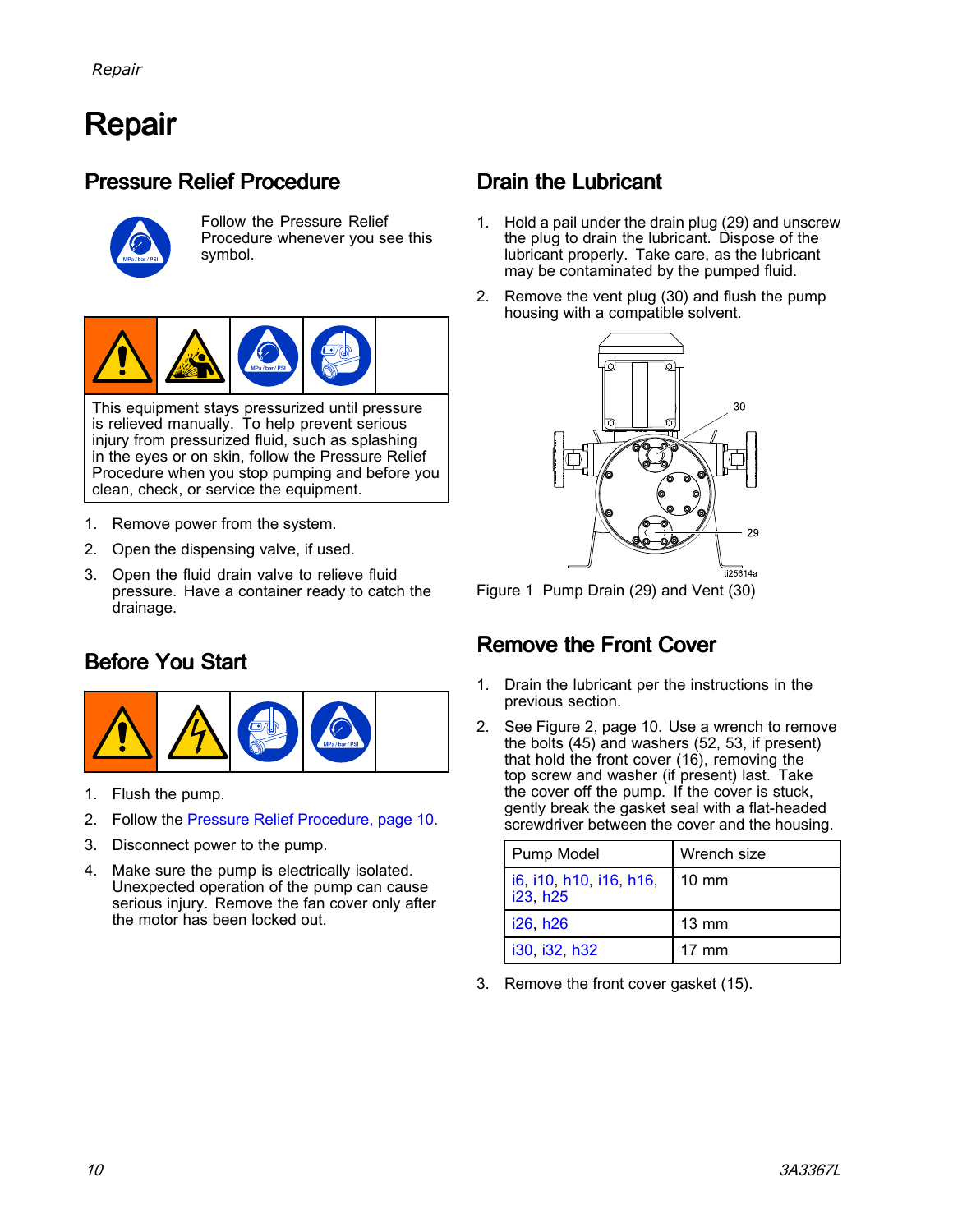# Repair

## Pressure Relief Procedure

Follow the Pressure Relief Procedure whenever you see this symbol.

This equipment stays pressurized until pressure is relieved manually. To help prevent serious injury from pressurized fluid, such as splashing in the eyes or on skin, follow the Pressure Relief Procedure when you stop pumping and before you clean, check, or service the equipment.

1. Remove power from the system.
2. Open the dispensing valve, if used.
3. Open the fluid drain valve to relieve fluid pressure. Have a container ready to catch the drainage.

## Before You Start

1. Flush the pump.
2. Follow the Pressure Relief Procedure, page 10.
3. Disconnect power to the pump.
4. Make sure the pump is electrically isolated. Unexpected operation of the pump can cause serious injury. Remove the fan cover only after the motor has been locked out.

## Drain the Lubricant

1. Hold a pail under the drain plug (29) and unscrew the plug to drain the lubricant. Dispose of the lubricant properly. Take care, as the lubricant may be contaminated by the pumped fluid.
2. Remove the vent plug (30) and flush the pump housing with a compatible solvent.

Figure 1 Pump Drain (29) and Vent (30)

## Remove the Front Cover

1. Drain the lubricant per the instructions in the previous section.
2. See Figure 2, page 10. Use a wrench to remove the bolts (45) and washers (52, 53, if present) that hold the front cover (16), removing the top screw and washer (if present) last. Take the cover off the pump. If the cover is stuck, gently break the gasket seal with a flat-headed screwdriver between the cover and the housing.

| Pump Model | Wrench size |
|---|---|
| i6, i10, h10, i16, h16, i23, h25 | 10 mm |
| i26, h26 | 13 mm |
| i30, i32, h32 | 17 mm |

3. Remove the front cover gasket (15).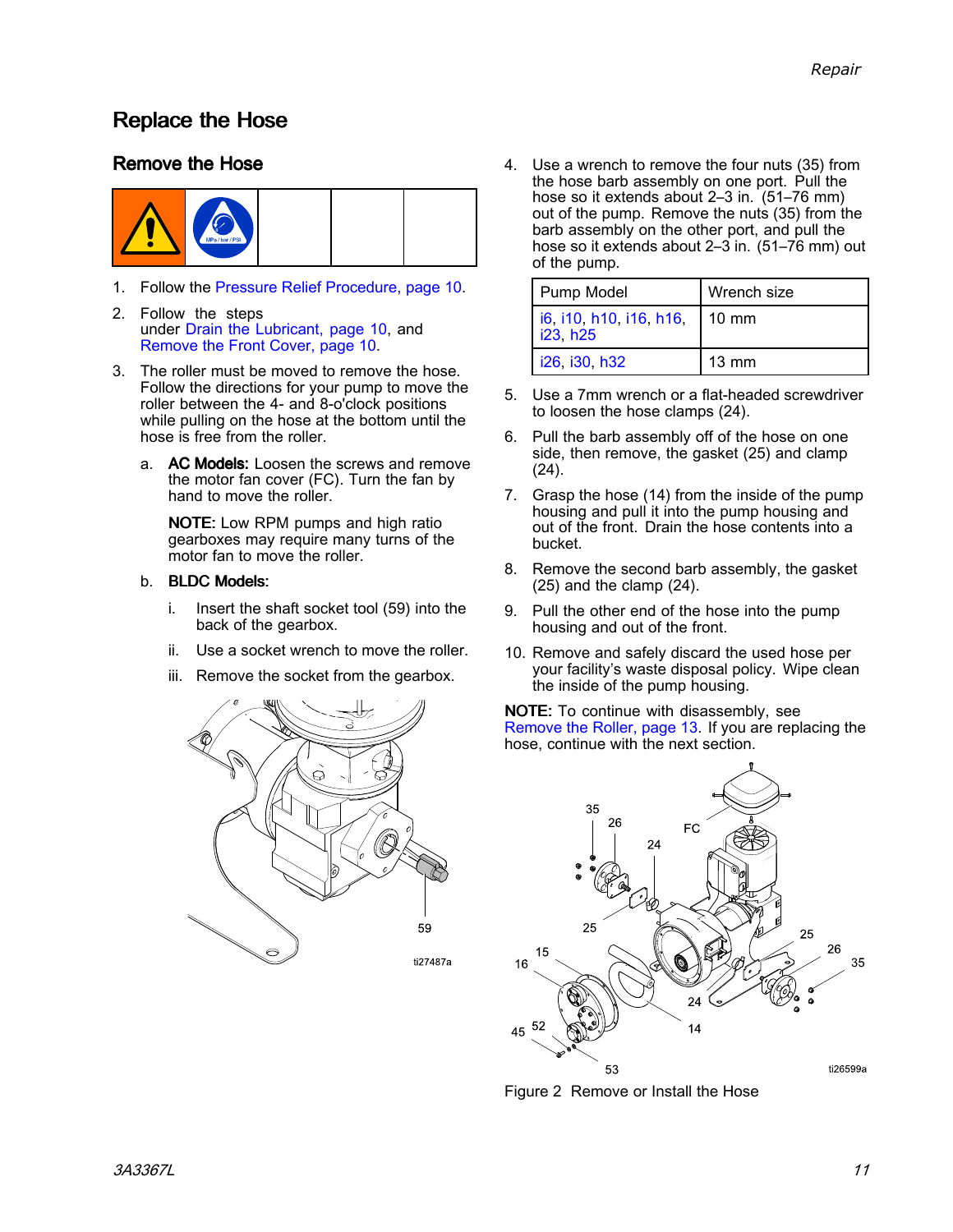## Replace the Hose

### Remove the Hose

1. Follow the Pressure Relief Procedure, page 10.
2. Follow the steps under Drain the Lubricant, page 10, and Remove the Front Cover, page 10.
3. The roller must be moved to remove the hose. Follow the directions for your pump to move the roller between the 4- and 8-o'clock positions while pulling on the hose at the bottom until the hose is free from the roller.
   a. **AC Models:** Loosen the screws and remove the motor fan cover (FC). Turn the fan by hand to move the roller.

      **NOTE:** Low RPM pumps and high ratio gearboxes may require many turns of the motor fan to move the roller.

   b. **BLDC Models:**
      i. Insert the shaft socket tool (59) into the back of the gearbox.
      ii. Use a socket wrench to move the roller.
      iii. Remove the socket from the gearbox.

4. Use a wrench to remove the four nuts (35) from the hose barb assembly on one port. Pull the hose so it extends about 2–3 in. (51–76 mm) out of the pump. Remove the nuts (35) from the barb assembly on the other port, and pull the hose so it extends about 2–3 in. (51–76 mm) out of the pump.

| Pump Model | Wrench size |
|---|---|
| i6, i10, h10, i16, h16, i23, h25 | 10 mm |
| i26, i30, h32 | 13 mm |

5. Use a 7mm wrench or a flat-headed screwdriver to loosen the hose clamps (24).
6. Pull the barb assembly off of the hose on one side, then remove, the gasket (25) and clamp (24).
7. Grasp the hose (14) from the inside of the pump housing and pull it into the pump housing and out of the front. Drain the hose contents into a bucket.
8. Remove the second barb assembly, the gasket (25) and the clamp (24).
9. Pull the other end of the hose into the pump housing and out of the front.
10. Remove and safely discard the used hose per your facility's waste disposal policy. Wipe clean the inside of the pump housing.

**NOTE:** To continue with disassembly, see Remove the Roller, page 13. If you are replacing the hose, continue with the next section.

Figure 2 Remove or Install the Hose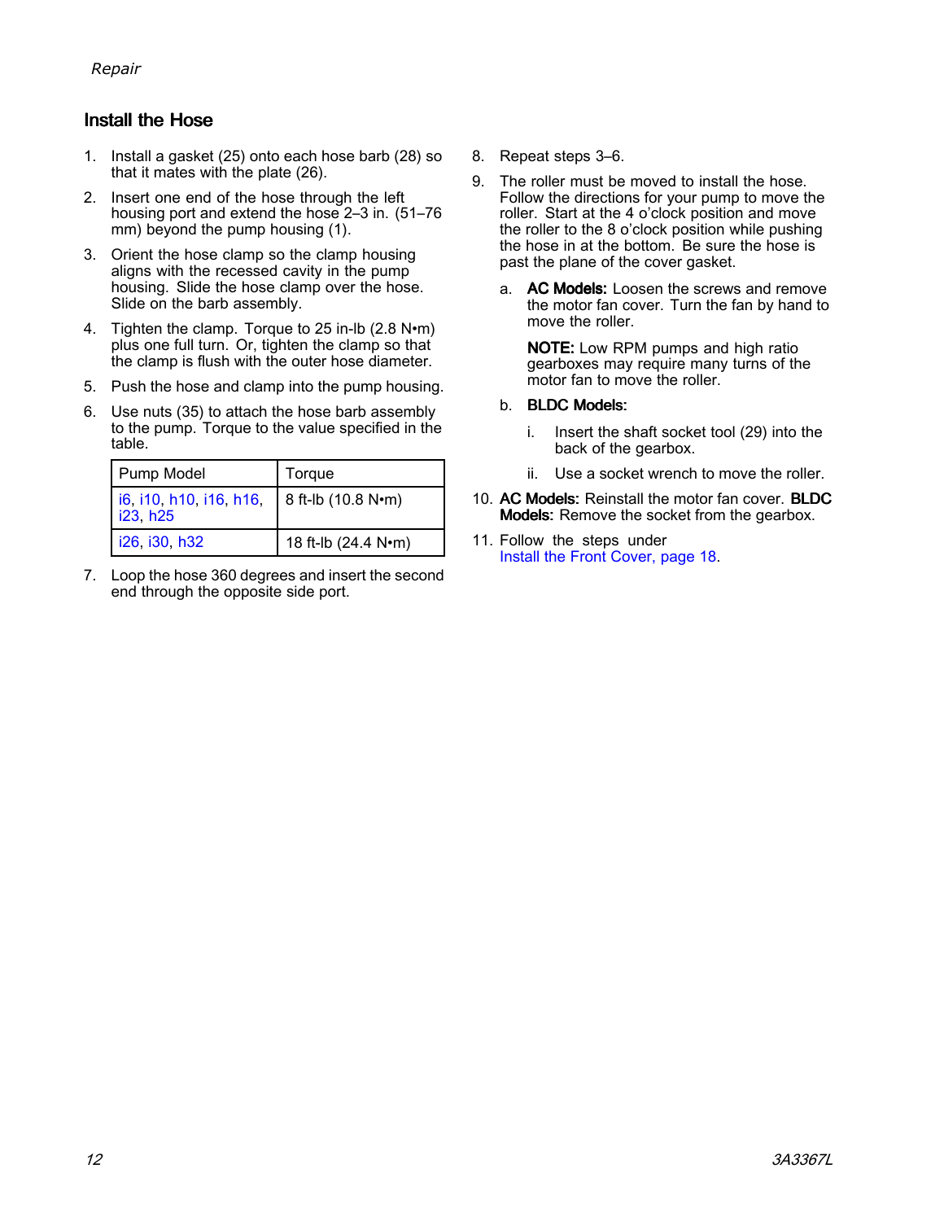## Install the Hose

1. Install a gasket (25) onto each hose barb (28) so that it mates with the plate (26).
2. Insert one end of the hose through the left housing port and extend the hose 2–3 in. (51–76 mm) beyond the pump housing (1).
3. Orient the hose clamp so the clamp housing aligns with the recessed cavity in the pump housing. Slide the hose clamp over the hose. Slide on the barb assembly.
4. Tighten the clamp. Torque to 25 in-lb (2.8 N•m) plus one full turn. Or, tighten the clamp so that the clamp is flush with the outer hose diameter.
5. Push the hose and clamp into the pump housing.
6. Use nuts (35) to attach the hose barb assembly to the pump. Torque to the value specified in the table.

| Pump Model | Torque |
| --- | --- |
| i6, i10, h10, i16, h16, i23, h25 | 8 ft-lb (10.8 N•m) |
| i26, i30, h32 | 18 ft-lb (24.4 N•m) |

7. Loop the hose 360 degrees and insert the second end through the opposite side port.
8. Repeat steps 3–6.
9. The roller must be moved to install the hose. Follow the directions for your pump to move the roller. Start at the 4 o'clock position and move the roller to the 8 o'clock position while pushing the hose in at the bottom. Be sure the hose is past the plane of the cover gasket.
   a. **AC Models:** Loosen the screws and remove the motor fan cover. Turn the fan by hand to move the roller.

      **NOTE:** Low RPM pumps and high ratio gearboxes may require many turns of the motor fan to move the roller.

   b. **BLDC Models:**

      i. Insert the shaft socket tool (29) into the back of the gearbox.

      ii. Use a socket wrench to move the roller.
10. **AC Models:** Reinstall the motor fan cover. **BLDC Models:** Remove the socket from the gearbox.
11. Follow the steps under Install the Front Cover, page 18.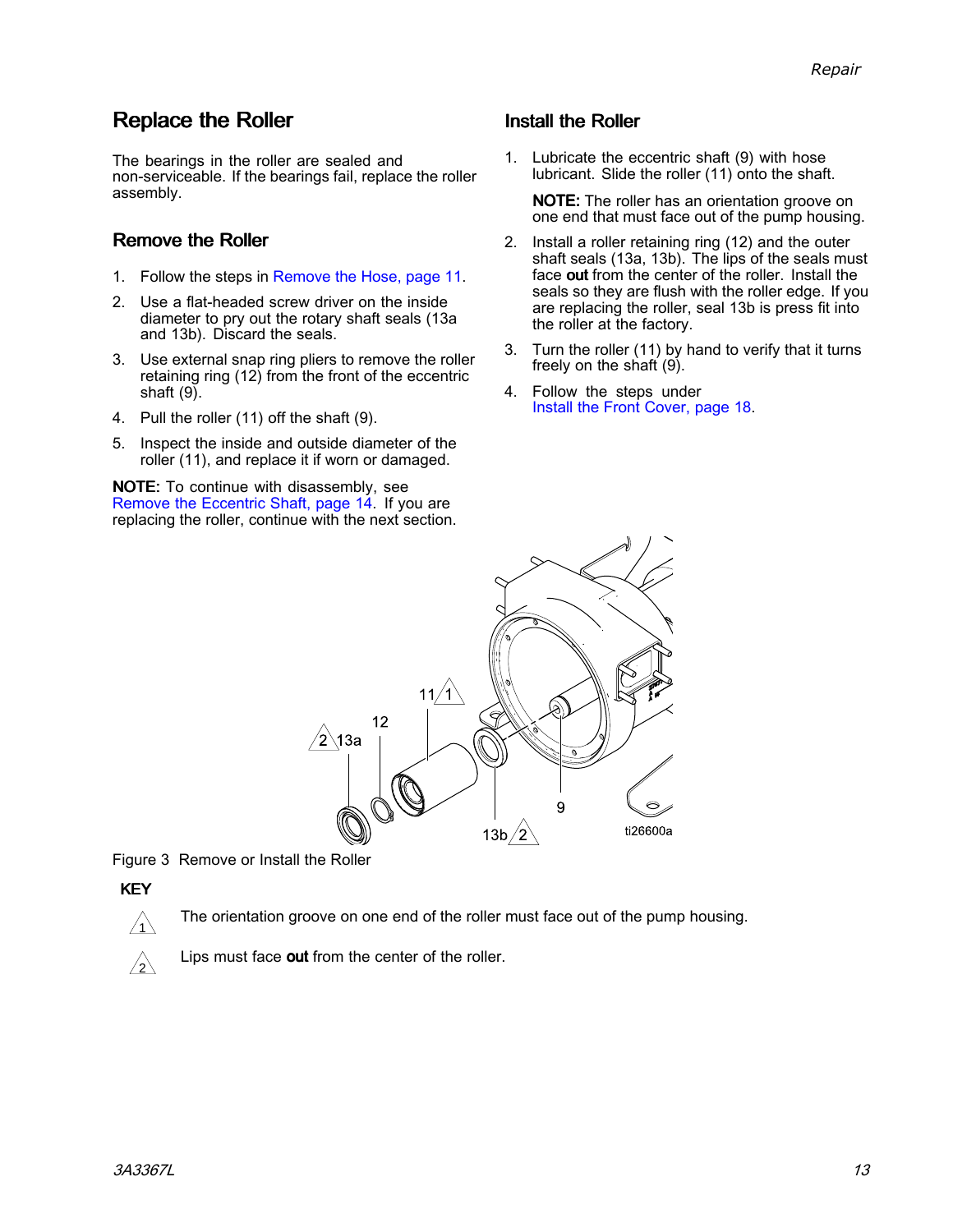## Replace the Roller

The bearings in the roller are sealed and non-serviceable. If the bearings fail, replace the roller assembly.

### Remove the Roller

1. Follow the steps in Remove the Hose, page 11.
2. Use a flat-headed screw driver on the inside diameter to pry out the rotary shaft seals (13a and 13b). Discard the seals.
3. Use external snap ring pliers to remove the roller retaining ring (12) from the front of the eccentric shaft (9).
4. Pull the roller (11) off the shaft (9).
5. Inspect the inside and outside diameter of the roller (11), and replace it if worn or damaged.

**NOTE:** To continue with disassembly, see Remove the Eccentric Shaft, page 14. If you are replacing the roller, continue with the next section.

### Install the Roller

1. Lubricate the eccentric shaft (9) with hose lubricant. Slide the roller (11) onto the shaft.

   **NOTE:** The roller has an orientation groove on one end that must face out of the pump housing.

2. Install a roller retaining ring (12) and the outer shaft seals (13a, 13b). The lips of the seals must face **out** from the center of the roller. Install the seals so they are flush with the roller edge. If you are replacing the roller, seal 13b is press fit into the roller at the factory.
3. Turn the roller (11) by hand to verify that it turns freely on the shaft (9).
4. Follow the steps under Install the Front Cover, page 18.

Figure 3 Remove or Install the Roller

**KEY**

1. The orientation groove on one end of the roller must face out of the pump housing.
2. Lips must face **out** from the center of the roller.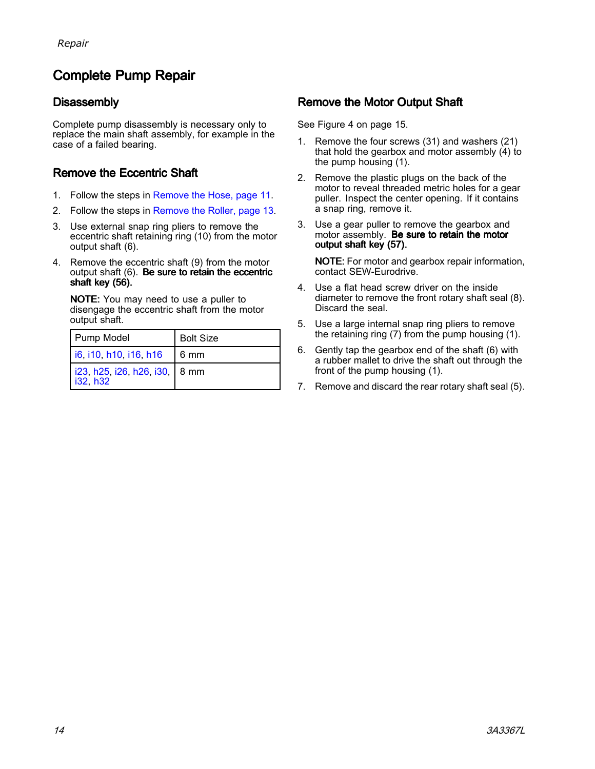# Complete Pump Repair

## Disassembly

Complete pump disassembly is necessary only to replace the main shaft assembly, for example in the case of a failed bearing.

## Remove the Eccentric Shaft

1. Follow the steps in Remove the Hose, page 11.
2. Follow the steps in Remove the Roller, page 13.
3. Use external snap ring pliers to remove the eccentric shaft retaining ring (10) from the motor output shaft (6).
4. Remove the eccentric shaft (9) from the motor output shaft (6). **Be sure to retain the eccentric shaft key (56).**

   **NOTE:** You may need to use a puller to disengage the eccentric shaft from the motor output shaft.

| Pump Model | Bolt Size |
| --- | --- |
| i6, i10, h10, i16, h16 | 6 mm |
| i23, h25, i26, h26, i30, i32, h32 | 8 mm |

## Remove the Motor Output Shaft

See Figure 4 on page 15.

1. Remove the four screws (31) and washers (21) that hold the gearbox and motor assembly (4) to the pump housing (1).
2. Remove the plastic plugs on the back of the motor to reveal threaded metric holes for a gear puller. Inspect the center opening. If it contains a snap ring, remove it.
3. Use a gear puller to remove the gearbox and motor assembly. **Be sure to retain the motor output shaft key (57).**

   **NOTE:** For motor and gearbox repair information, contact SEW-Eurodrive.

4. Use a flat head screw driver on the inside diameter to remove the front rotary shaft seal (8). Discard the seal.
5. Use a large internal snap ring pliers to remove the retaining ring (7) from the pump housing (1).
6. Gently tap the gearbox end of the shaft (6) with a rubber mallet to drive the shaft out through the front of the pump housing (1).
7. Remove and discard the rear rotary shaft seal (5).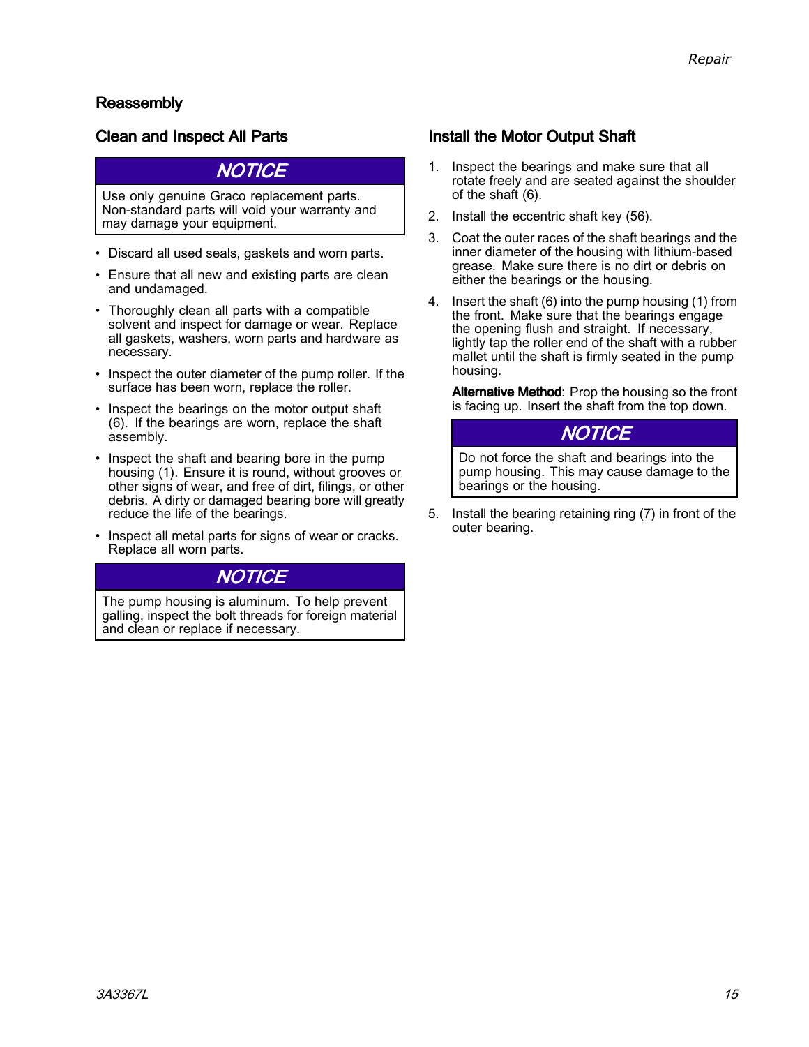## Reassembly

### Clean and Inspect All Parts

**NOTICE**

Use only genuine Graco replacement parts. Non-standard parts will void your warranty and may damage your equipment.

- Discard all used seals, gaskets and worn parts.
- Ensure that all new and existing parts are clean and undamaged.
- Thoroughly clean all parts with a compatible solvent and inspect for damage or wear. Replace all gaskets, washers, worn parts and hardware as necessary.
- Inspect the outer diameter of the pump roller. If the surface has been worn, replace the roller.
- Inspect the bearings on the motor output shaft (6). If the bearings are worn, replace the shaft assembly.
- Inspect the shaft and bearing bore in the pump housing (1). Ensure it is round, without grooves or other signs of wear, and free of dirt, filings, or other debris. A dirty or damaged bearing bore will greatly reduce the life of the bearings.
- Inspect all metal parts for signs of wear or cracks. Replace all worn parts.

**NOTICE**

The pump housing is aluminum. To help prevent galling, inspect the bolt threads for foreign material and clean or replace if necessary.

### Install the Motor Output Shaft

1. Inspect the bearings and make sure that all rotate freely and are seated against the shoulder of the shaft (6).
2. Install the eccentric shaft key (56).
3. Coat the outer races of the shaft bearings and the inner diameter of the housing with lithium-based grease. Make sure there is no dirt or debris on either the bearings or the housing.
4. Insert the shaft (6) into the pump housing (1) from the front. Make sure that the bearings engage the opening flush and straight. If necessary, lightly tap the roller end of the shaft with a rubber mallet until the shaft is firmly seated in the pump housing.

   **Alternative Method**: Prop the housing so the front is facing up. Insert the shaft from the top down.

   **NOTICE**

   Do not force the shaft and bearings into the pump housing. This may cause damage to the bearings or the housing.

5. Install the bearing retaining ring (7) in front of the outer bearing.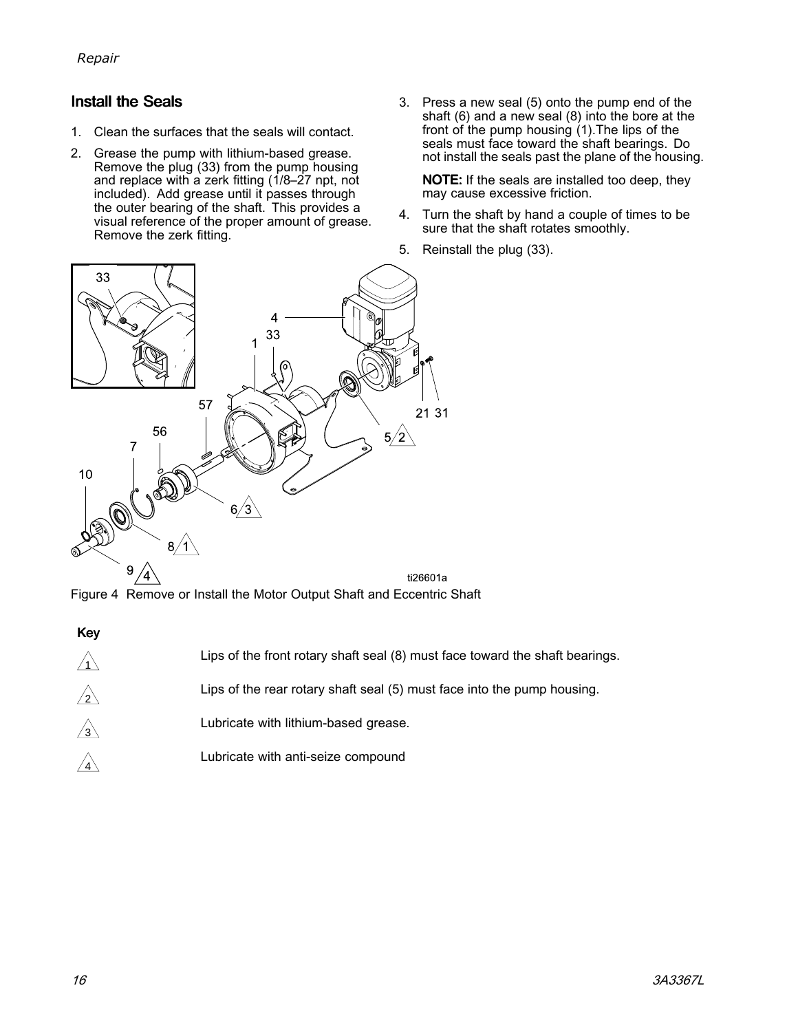## Install the Seals

1. Clean the surfaces that the seals will contact.
2. Grease the pump with lithium-based grease. Remove the plug (33) from the pump housing and replace with a zerk fitting (1/8–27 npt, not included). Add grease until it passes through the outer bearing of the shaft. This provides a visual reference of the proper amount of grease. Remove the zerk fitting.
3. Press a new seal (5) onto the pump end of the shaft (6) and a new seal (8) into the bore at the front of the pump housing (1).The lips of the seals must face toward the shaft bearings. Do not install the seals past the plane of the housing.

   **NOTE:** If the seals are installed too deep, they may cause excessive friction.

4. Turn the shaft by hand a couple of times to be sure that the shaft rotates smoothly.
5. Reinstall the plug (33).

Figure 4 Remove or Install the Motor Output Shaft and Eccentric Shaft

**Key**

| | |
|---|---|
| 1 | Lips of the front rotary shaft seal (8) must face toward the shaft bearings. |
| 2 | Lips of the rear rotary shaft seal (5) must face into the pump housing. |
| 3 | Lubricate with lithium-based grease. |
| 4 | Lubricate with anti-seize compound |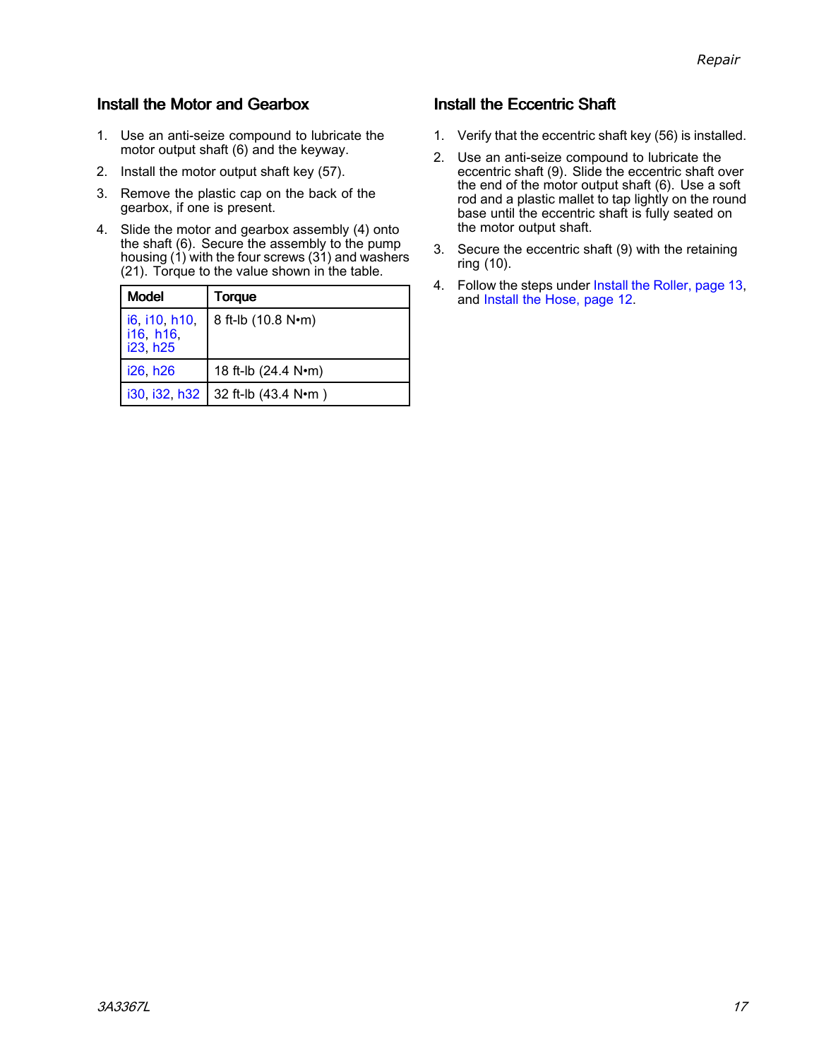## Install the Motor and Gearbox

1. Use an anti-seize compound to lubricate the motor output shaft (6) and the keyway.
2. Install the motor output shaft key (57).
3. Remove the plastic cap on the back of the gearbox, if one is present.
4. Slide the motor and gearbox assembly (4) onto the shaft (6). Secure the assembly to the pump housing (1) with the four screws (31) and washers (21). Torque to the value shown in the table.

| Model | Torque |
|---|---|
| i6, i10, h10, i16, h16, i23, h25 | 8 ft-lb (10.8 N•m) |
| i26, h26 | 18 ft-lb (24.4 N•m) |
| i30, i32, h32 | 32 ft-lb (43.4 N•m ) |

## Install the Eccentric Shaft

1. Verify that the eccentric shaft key (56) is installed.
2. Use an anti-seize compound to lubricate the eccentric shaft (9). Slide the eccentric shaft over the end of the motor output shaft (6). Use a soft rod and a plastic mallet to tap lightly on the round base until the eccentric shaft is fully seated on the motor output shaft.
3. Secure the eccentric shaft (9) with the retaining ring (10).
4. Follow the steps under Install the Roller, page 13, and Install the Hose, page 12.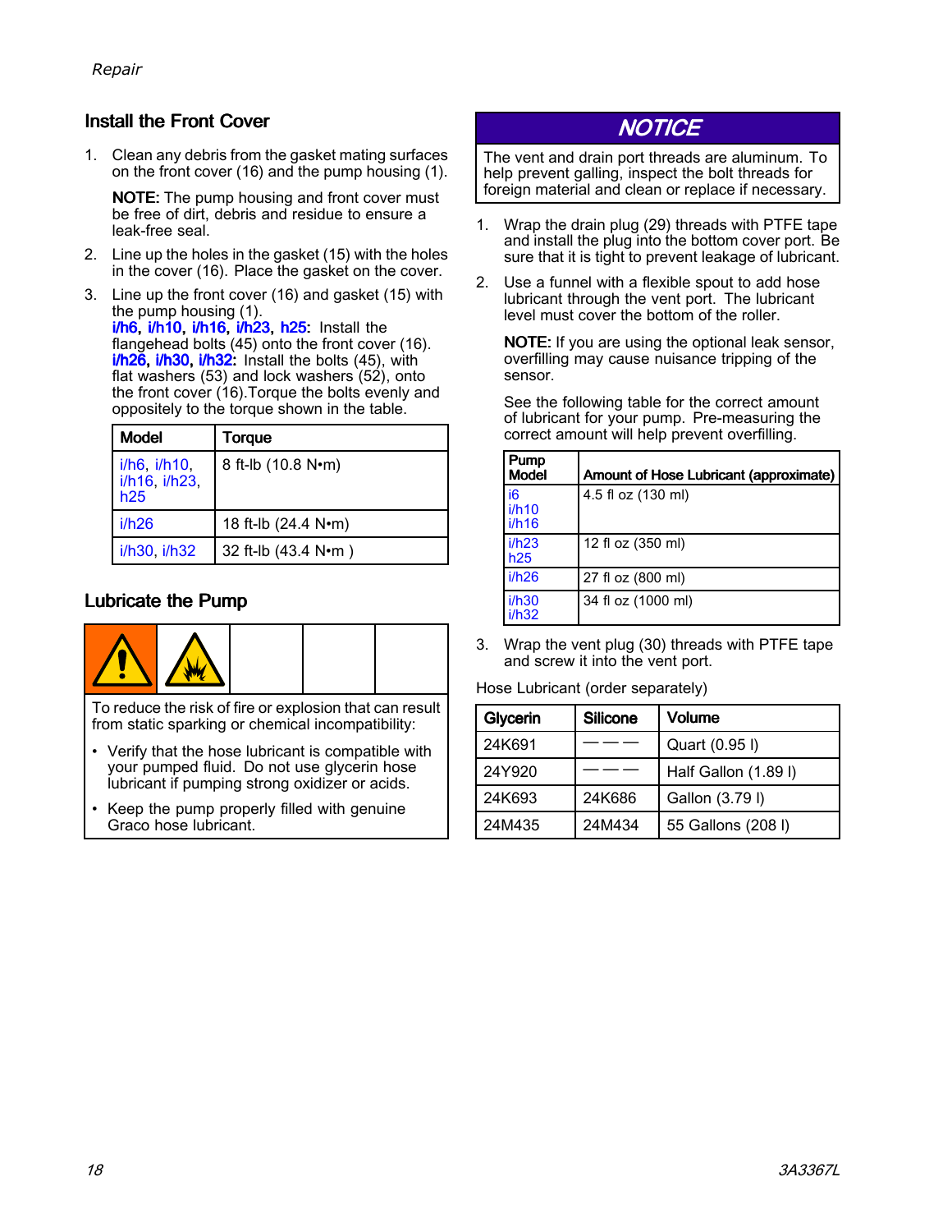## Install the Front Cover

1. Clean any debris from the gasket mating surfaces on the front cover (16) and the pump housing (1).

   **NOTE:** The pump housing and front cover must be free of dirt, debris and residue to ensure a leak-free seal.

2. Line up the holes in the gasket (15) with the holes in the cover (16). Place the gasket on the cover.
3. Line up the front cover (16) and gasket (15) with the pump housing (1).
   **i/h6, i/h10, i/h16, i/h23, h25:** Install the flangehead bolts (45) onto the front cover (16).
   **i/h26, i/h30, i/h32:** Install the bolts (45), with flat washers (53) and lock washers (52), onto the front cover (16).Torque the bolts evenly and oppositely to the torque shown in the table.

| Model | Torque |
|---|---|
| i/h6, i/h10, i/h16, i/h23, h25 | 8 ft-lb (10.8 N•m) |
| i/h26 | 18 ft-lb (24.4 N•m) |
| i/h30, i/h32 | 32 ft-lb (43.4 N•m ) |

## Lubricate the Pump

To reduce the risk of fire or explosion that can result from static sparking or chemical incompatibility:

- Verify that the hose lubricant is compatible with your pumped fluid. Do not use glycerin hose lubricant if pumping strong oxidizer or acids.
- Keep the pump properly filled with genuine Graco hose lubricant.

**NOTICE**

The vent and drain port threads are aluminum. To help prevent galling, inspect the bolt threads for foreign material and clean or replace if necessary.

1. Wrap the drain plug (29) threads with PTFE tape and install the plug into the bottom cover port. Be sure that it is tight to prevent leakage of lubricant.
2. Use a funnel with a flexible spout to add hose lubricant through the vent port. The lubricant level must cover the bottom of the roller.

   **NOTE:** If you are using the optional leak sensor, overfilling may cause nuisance tripping of the sensor.

   See the following table for the correct amount of lubricant for your pump. Pre-measuring the correct amount will help prevent overfilling.

| Pump Model | Amount of Hose Lubricant (approximate) |
|---|---|
| i6 i/h10 i/h16 | 4.5 fl oz (130 ml) |
| i/h23 h25 | 12 fl oz (350 ml) |
| i/h26 | 27 fl oz (800 ml) |
| i/h30 i/h32 | 34 fl oz (1000 ml) |

3. Wrap the vent plug (30) threads with PTFE tape and screw it into the vent port.

Hose Lubricant (order separately)

| Glycerin | Silicone | Volume |
|---|---|---|
| 24K691 | — — — | Quart (0.95 l) |
| 24Y920 | — — — | Half Gallon (1.89 l) |
| 24K693 | 24K686 | Gallon (3.79 l) |
| 24M435 | 24M434 | 55 Gallons (208 l) |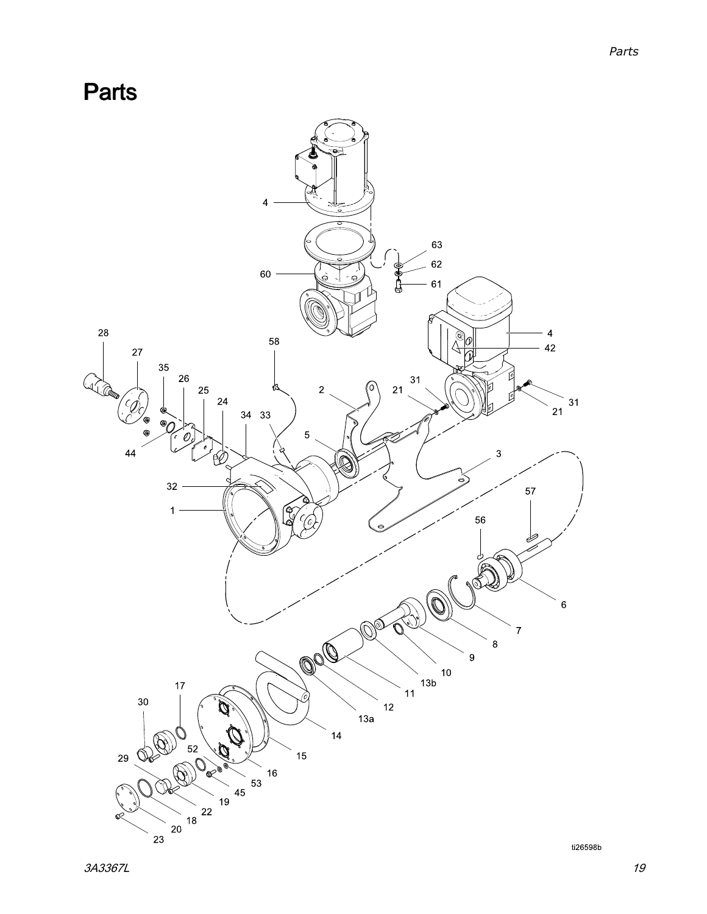# Parts

4

63

62

60

61

28

58

4

27

42

35

26

2

31

21

25

24

31

34

33

21

5

44

3

32

57

1

56

6

7

8

9

10

13b

11

17

12

30

13a

14

52

29

15

53

16

45

19

22

18

20

23

ti26598b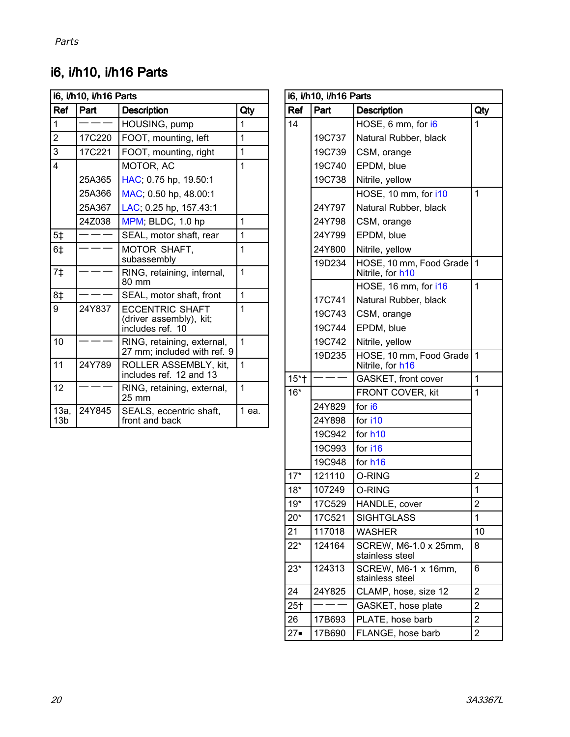## i6, i/h10, i/h16 Parts

| Ref | Part | Description | Qty |
|---|---|---|---|
| 1 | ——— | HOUSING, pump | 1 |
| 2 | 17C220 | FOOT, mounting, left | 1 |
| 3 | 17C221 | FOOT, mounting, right | 1 |
| 4 | | MOTOR, AC | 1 |
| | 25A365 | HAC; 0.75 hp, 19.50:1 | |
| | 25A366 | MAC; 0.50 hp, 48.00:1 | |
| | 25A367 | LAC; 0.25 hp, 157.43:1 | |
| | 24Z038 | MPM; BLDC, 1.0 hp | 1 |
| 5‡ | ——— | SEAL, motor shaft, rear | 1 |
| 6‡ | ——— | MOTOR SHAFT, subassembly | 1 |
| 7‡ | ——— | RING, retaining, internal, 80 mm | 1 |
| 8‡ | ——— | SEAL, motor shaft, front | 1 |
| 9 | 24Y837 | ECCENTRIC SHAFT (driver assembly), kit; includes ref. 10 | 1 |
| 10 | ——— | RING, retaining, external, 27 mm; included with ref. 9 | 1 |
| 11 | 24Y789 | ROLLER ASSEMBLY, kit, includes ref. 12 and 13 | 1 |
| 12 | ——— | RING, retaining, external, 25 mm | 1 |
| 13a, 13b | 24Y845 | SEALS, eccentric shaft, front and back | 1 ea. |
| 14 | | HOSE, 6 mm, for i6 | 1 |
| | 19C737 | Natural Rubber, black | |
| | 19C739 | CSM, orange | |
| | 19C740 | EPDM, blue | |
| | 19C738 | Nitrile, yellow | |
| | | HOSE, 10 mm, for i10 | 1 |
| | 24Y797 | Natural Rubber, black | |
| | 24Y798 | CSM, orange | |
| | 24Y799 | EPDM, blue | |
| | 24Y800 | Nitrile, yellow | |
| | 19D234 | HOSE, 10 mm, Food Grade Nitrile, for h10 | 1 |
| | | HOSE, 16 mm, for i16 | 1 |
| | 17C741 | Natural Rubber, black | |
| | 19C743 | CSM, orange | |
| | 19C744 | EPDM, blue | |
| | 19C742 | Nitrile, yellow | |
| | 19D235 | HOSE, 10 mm, Food Grade Nitrile, for h16 | 1 |
| 15*† | ——— | GASKET, front cover | 1 |
| 16* | | FRONT COVER, kit | 1 |
| | 24Y829 | for i6 | |
| | 24Y898 | for i10 | |
| | 19C942 | for h10 | |
| | 19C993 | for i16 | |
| | 19C948 | for h16 | |
| 17* | 121110 | O-RING | 2 |
| 18* | 107249 | O-RING | 1 |
| 19* | 17C529 | HANDLE, cover | 2 |
| 20* | 17C521 | SIGHTGLASS | 1 |
| 21 | 117018 | WASHER | 10 |
| 22* | 124164 | SCREW, M6-1.0 x 25mm, stainless steel | 8 |
| 23* | 124313 | SCREW, M6-1 x 16mm, stainless steel | 6 |
| 24 | 24Y825 | CLAMP, hose, size 12 | 2 |
| 25† | ——— | GASKET, hose plate | 2 |
| 26 | 17B693 | PLATE, hose barb | 2 |
| 27■ | 17B690 | FLANGE, hose barb | 2 |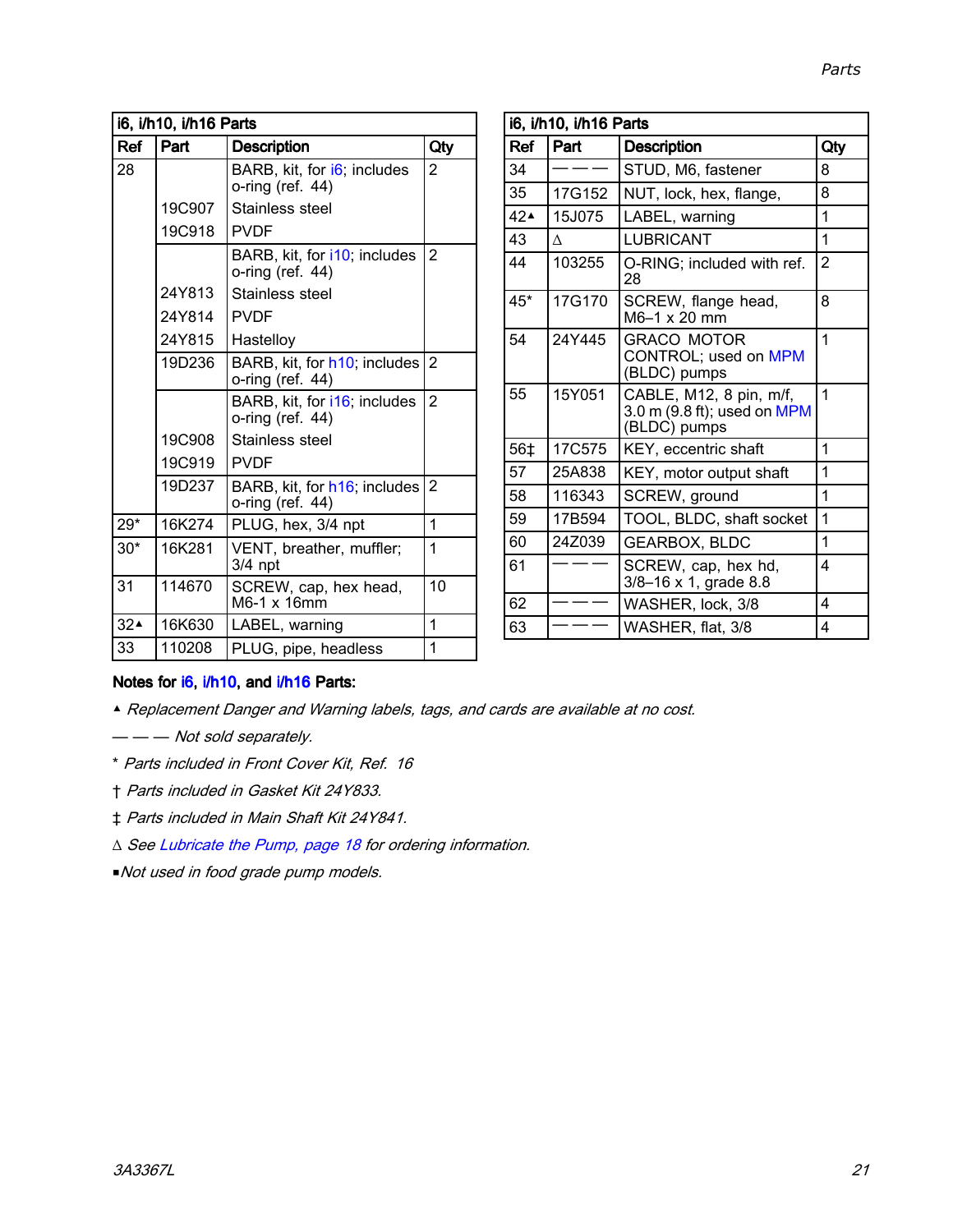**i6, i/h10, i/h16 Parts**

| Ref | Part | Description | Qty |
|---|---|---|---|
| 28 | | BARB, kit, for i6; includes o-ring (ref. 44) | 2 |
| | 19C907 | Stainless steel | |
| | 19C918 | PVDF | |
| | | BARB, kit, for i10; includes o-ring (ref. 44) | 2 |
| | 24Y813 | Stainless steel | |
| | 24Y814 | PVDF | |
| | 24Y815 | Hastelloy | |
| | 19D236 | BARB, kit, for h10; includes o-ring (ref. 44) | 2 |
| | | BARB, kit, for i16; includes o-ring (ref. 44) | 2 |
| | 19C908 | Stainless steel | |
| | 19C919 | PVDF | |
| | 19D237 | BARB, kit, for h16; includes o-ring (ref. 44) | 2 |
| 29* | 16K274 | PLUG, hex, 3/4 npt | 1 |
| 30* | 16K281 | VENT, breather, muffler; 3/4 npt | 1 |
| 31 | 114670 | SCREW, cap, hex head, M6-1 x 16mm | 10 |
| 32▲ | 16K630 | LABEL, warning | 1 |
| 33 | 110208 | PLUG, pipe, headless | 1 |
| 34 | — — — | STUD, M6, fastener | 8 |
| 35 | 17G152 | NUT, lock, hex, flange, | 8 |
| 42▲ | 15J075 | LABEL, warning | 1 |
| 43 | ∆ | LUBRICANT | 1 |
| 44 | 103255 | O-RING; included with ref. 28 | 2 |
| 45* | 17G170 | SCREW, flange head, M6–1 x 20 mm | 8 |
| 54 | 24Y445 | GRACO MOTOR CONTROL; used on MPM (BLDC) pumps | 1 |
| 55 | 15Y051 | CABLE, M12, 8 pin, m/f, 3.0 m (9.8 ft); used on MPM (BLDC) pumps | 1 |
| 56‡ | 17C575 | KEY, eccentric shaft | 1 |
| 57 | 25A838 | KEY, motor output shaft | 1 |
| 58 | 116343 | SCREW, ground | 1 |
| 59 | 17B594 | TOOL, BLDC, shaft socket | 1 |
| 60 | 24Z039 | GEARBOX, BLDC | 1 |
| 61 | — — — | SCREW, cap, hex hd, 3/8–16 x 1, grade 8.8 | 4 |
| 62 | — — — | WASHER, lock, 3/8 | 4 |
| 63 | — — — | WASHER, flat, 3/8 | 4 |

**Notes for i6, i/h10, and i/h16 Parts:**

▲ *Replacement Danger and Warning labels, tags, and cards are available at no cost.*

— — — *Not sold separately.*

\* *Parts included in Front Cover Kit, Ref. 16*

† *Parts included in Gasket Kit 24Y833.*

‡ *Parts included in Main Shaft Kit 24Y841.*

∆ *See Lubricate the Pump, page 18 for ordering information.*

▪ *Not used in food grade pump models.*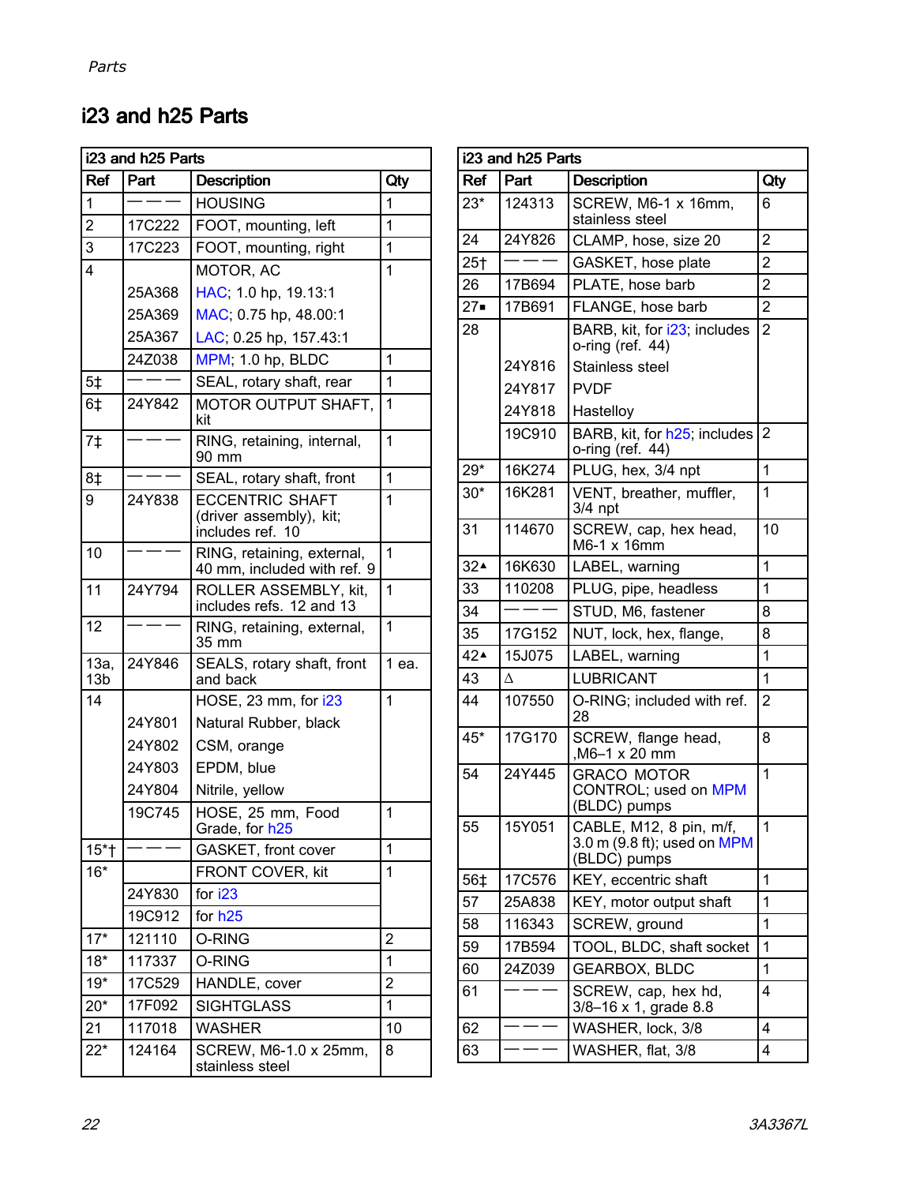## i23 and h25 Parts

| Ref | Part | Description | Qty |
|---|---|---|---|
| 1 | ——— | HOUSING | 1 |
| 2 | 17C222 | FOOT, mounting, left | 1 |
| 3 | 17C223 | FOOT, mounting, right | 1 |
| 4 | | MOTOR, AC | 1 |
| | 25A368 | HAC; 1.0 hp, 19.13:1 | |
| | 25A369 | MAC; 0.75 hp, 48.00:1 | |
| | 25A367 | LAC; 0.25 hp, 157.43:1 | |
| | 24Z038 | MPM; 1.0 hp, BLDC | 1 |
| 5‡ | ——— | SEAL, rotary shaft, rear | 1 |
| 6‡ | 24Y842 | MOTOR OUTPUT SHAFT, kit | 1 |
| 7‡ | ——— | RING, retaining, internal, 90 mm | 1 |
| 8‡ | ——— | SEAL, rotary shaft, front | 1 |
| 9 | 24Y838 | ECCENTRIC SHAFT (driver assembly), kit; includes ref. 10 | 1 |
| 10 | ——— | RING, retaining, external, 40 mm, included with ref. 9 | 1 |
| 11 | 24Y794 | ROLLER ASSEMBLY, kit, includes refs. 12 and 13 | 1 |
| 12 | ——— | RING, retaining, external, 35 mm | 1 |
| 13a, 13b | 24Y846 | SEALS, rotary shaft, front and back | 1 ea. |
| 14 | | HOSE, 23 mm, for i23 | 1 |
| | 24Y801 | Natural Rubber, black | |
| | 24Y802 | CSM, orange | |
| | 24Y803 | EPDM, blue | |
| | 24Y804 | Nitrile, yellow | |
| | 19C745 | HOSE, 25 mm, Food Grade, for h25 | 1 |
| 15*† | ——— | GASKET, front cover | 1 |
| 16* | | FRONT COVER, kit | 1 |
| | 24Y830 | for i23 | |
| | 19C912 | for h25 | |
| 17* | 121110 | O-RING | 2 |
| 18* | 117337 | O-RING | 1 |
| 19* | 17C529 | HANDLE, cover | 2 |
| 20* | 17F092 | SIGHTGLASS | 1 |
| 21 | 117018 | WASHER | 10 |
| 22* | 124164 | SCREW, M6-1.0 x 25mm, stainless steel | 8 |
| 23* | 124313 | SCREW, M6-1 x 16mm, stainless steel | 6 |
| 24 | 24Y826 | CLAMP, hose, size 20 | 2 |
| 25† | ——— | GASKET, hose plate | 2 |
| 26 | 17B694 | PLATE, hose barb | 2 |
| 27▪ | 17B691 | FLANGE, hose barb | 2 |
| 28 | | BARB, kit, for i23; includes o-ring (ref. 44) | 2 |
| | 24Y816 | Stainless steel | |
| | 24Y817 | PVDF | |
| | 24Y818 | Hastelloy | |
| | 19C910 | BARB, kit, for h25; includes o-ring (ref. 44) | 2 |
| 29* | 16K274 | PLUG, hex, 3/4 npt | 1 |
| 30* | 16K281 | VENT, breather, muffler, 3/4 npt | 1 |
| 31 | 114670 | SCREW, cap, hex head, M6-1 x 16mm | 10 |
| 32▲ | 16K630 | LABEL, warning | 1 |
| 33 | 110208 | PLUG, pipe, headless | 1 |
| 34 | ——— | STUD, M6, fastener | 8 |
| 35 | 17G152 | NUT, lock, hex, flange, | 8 |
| 42▲ | 15J075 | LABEL, warning | 1 |
| 43 | ∆ | LUBRICANT | 1 |
| 44 | 107550 | O-RING; included with ref. 28 | 2 |
| 45* | 17G170 | SCREW, flange head, ,M6–1 x 20 mm | 8 |
| 54 | 24Y445 | GRACO MOTOR CONTROL; used on MPM (BLDC) pumps | 1 |
| 55 | 15Y051 | CABLE, M12, 8 pin, m/f, 3.0 m (9.8 ft); used on MPM (BLDC) pumps | 1 |
| 56‡ | 17C576 | KEY, eccentric shaft | 1 |
| 57 | 25A838 | KEY, motor output shaft | 1 |
| 58 | 116343 | SCREW, ground | 1 |
| 59 | 17B594 | TOOL, BLDC, shaft socket | 1 |
| 60 | 24Z039 | GEARBOX, BLDC | 1 |
| 61 | ——— | SCREW, cap, hex hd, 3/8–16 x 1, grade 8.8 | 4 |
| 62 | ——— | WASHER, lock, 3/8 | 4 |
| 63 | ——— | WASHER, flat, 3/8 | 4 |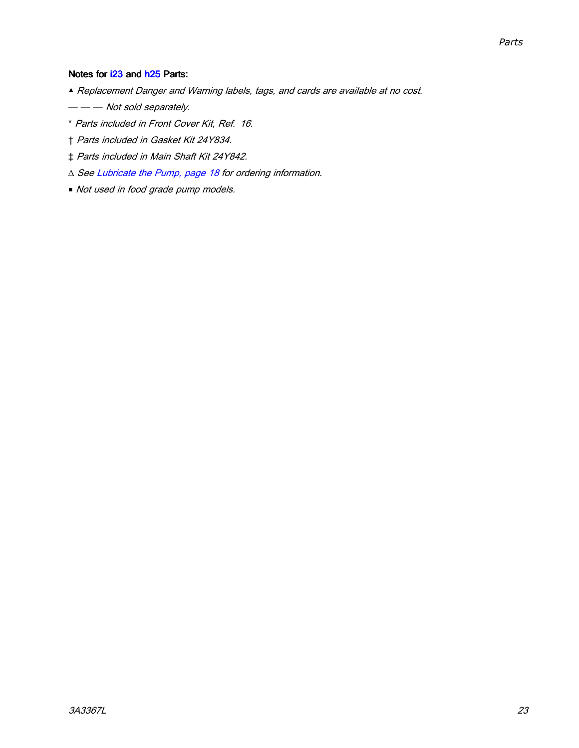**Notes for i23 and h25 Parts:**

▲ *Replacement Danger and Warning labels, tags, and cards are available at no cost.*

— — — *Not sold separately.*

* *Parts included in Front Cover Kit, Ref. 16.*

† *Parts included in Gasket Kit 24Y834.*

‡ *Parts included in Main Shaft Kit 24Y842.*

∆ *See Lubricate the Pump, page 18 for ordering information.*

▪ *Not used in food grade pump models.*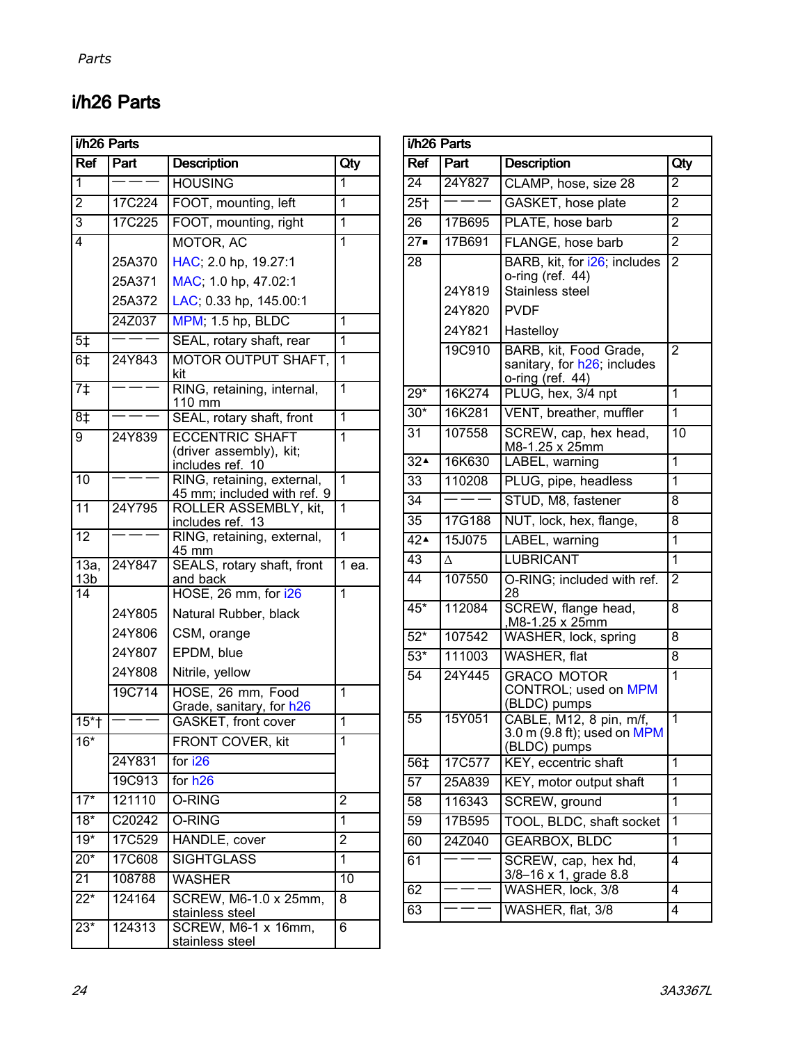## i/h26 Parts

| Ref | Part | Description | Qty |
|---|---|---|---|
| 1 | ——— | HOUSING | 1 |
| 2 | 17C224 | FOOT, mounting, left | 1 |
| 3 | 17C225 | FOOT, mounting, right | 1 |
| 4 | | MOTOR, AC | 1 |
| | 25A370 | HAC; 2.0 hp, 19.27:1 | |
| | 25A371 | MAC; 1.0 hp, 47.02:1 | |
| | 25A372 | LAC; 0.33 hp, 145.00:1 | |
| | 24Z037 | MPM; 1.5 hp, BLDC | 1 |
| 5‡ | ——— | SEAL, rotary shaft, rear | 1 |
| 6‡ | 24Y843 | MOTOR OUTPUT SHAFT, kit | 1 |
| 7‡ | ——— | RING, retaining, internal, 110 mm | 1 |
| 8‡ | ——— | SEAL, rotary shaft, front | 1 |
| 9 | 24Y839 | ECCENTRIC SHAFT (driver assembly), kit; includes ref. 10 | 1 |
| 10 | ——— | RING, retaining, external, 45 mm; included with ref. 9 | 1 |
| 11 | 24Y795 | ROLLER ASSEMBLY, kit, includes ref. 13 | 1 |
| 12 | ——— | RING, retaining, external, 45 mm | 1 |
| 13a, 13b | 24Y847 | SEALS, rotary shaft, front and back | 1 ea. |
| 14 | | HOSE, 26 mm, for i26 | 1 |
| | 24Y805 | Natural Rubber, black | |
| | 24Y806 | CSM, orange | |
| | 24Y807 | EPDM, blue | |
| | 24Y808 | Nitrile, yellow | |
| | 19C714 | HOSE, 26 mm, Food Grade, sanitary, for h26 | 1 |
| 15*† | ——— | GASKET, front cover | 1 |
| 16* | | FRONT COVER, kit | 1 |
| | 24Y831 | for i26 | |
| | 19C913 | for h26 | |
| 17* | 121110 | O-RING | 2 |
| 18* | C20242 | O-RING | 1 |
| 19* | 17C529 | HANDLE, cover | 2 |
| 20* | 17C608 | SIGHTGLASS | 1 |
| 21 | 108788 | WASHER | 10 |
| 22* | 124164 | SCREW, M6-1.0 x 25mm, stainless steel | 8 |
| 23* | 124313 | SCREW, M6-1 x 16mm, stainless steel | 6 |
| 24 | 24Y827 | CLAMP, hose, size 28 | 2 |
| 25† | ——— | GASKET, hose plate | 2 |
| 26 | 17B695 | PLATE, hose barb | 2 |
| 27▪ | 17B691 | FLANGE, hose barb | 2 |
| 28 | | BARB, kit, for i26; includes o-ring (ref. 44) | 2 |
| | 24Y819 | Stainless steel | |
| | 24Y820 | PVDF | |
| | 24Y821 | Hastelloy | |
| | 19C910 | BARB, kit, Food Grade, sanitary, for h26; includes o-ring (ref. 44) | 2 |
| 29* | 16K274 | PLUG, hex, 3/4 npt | 1 |
| 30* | 16K281 | VENT, breather, muffler | 1 |
| 31 | 107558 | SCREW, cap, hex head, M8-1.25 x 25mm | 10 |
| 32▲ | 16K630 | LABEL, warning | 1 |
| 33 | 110208 | PLUG, pipe, headless | 1 |
| 34 | ——— | STUD, M8, fastener | 8 |
| 35 | 17G188 | NUT, lock, hex, flange, | 8 |
| 42▲ | 15J075 | LABEL, warning | 1 |
| 43 | Δ | LUBRICANT | 1 |
| 44 | 107550 | O-RING; included with ref. 28 | 2 |
| 45* | 112084 | SCREW, flange head, ,M8-1.25 x 25mm | 8 |
| 52* | 107542 | WASHER, lock, spring | 8 |
| 53* | 111003 | WASHER, flat | 8 |
| 54 | 24Y445 | GRACO MOTOR CONTROL; used on MPM (BLDC) pumps | 1 |
| 55 | 15Y051 | CABLE, M12, 8 pin, m/f, 3.0 m (9.8 ft); used on MPM (BLDC) pumps | 1 |
| 56‡ | 17C577 | KEY, eccentric shaft | 1 |
| 57 | 25A839 | KEY, motor output shaft | 1 |
| 58 | 116343 | SCREW, ground | 1 |
| 59 | 17B595 | TOOL, BLDC, shaft socket | 1 |
| 60 | 24Z040 | GEARBOX, BLDC | 1 |
| 61 | ——— | SCREW, cap, hex hd, 3/8–16 x 1, grade 8.8 | 4 |
| 62 | ——— | WASHER, lock, 3/8 | 4 |
| 63 | ——— | WASHER, flat, 3/8 | 4 |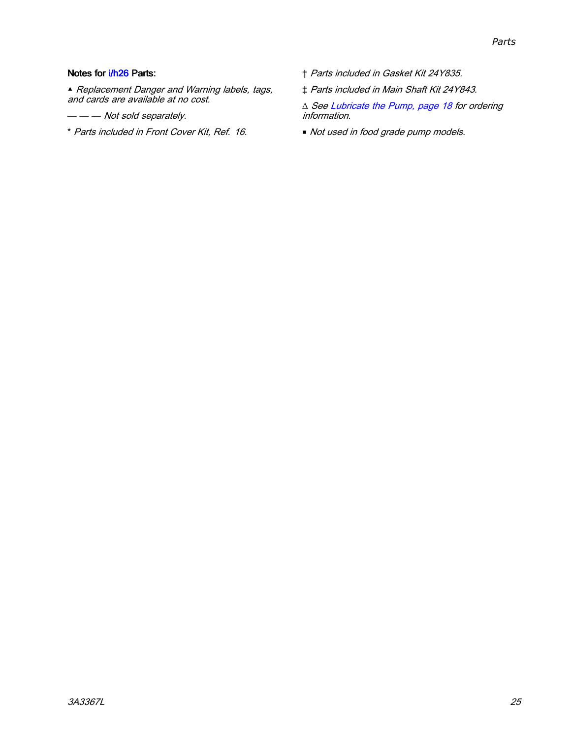**Notes for i/h26 Parts:**

▲ *Replacement Danger and Warning labels, tags, and cards are available at no cost.*

— — — *Not sold separately.*

* *Parts included in Front Cover Kit, Ref. 16.*

† *Parts included in Gasket Kit 24Y835.*

‡ *Parts included in Main Shaft Kit 24Y843.*

∆ *See Lubricate the Pump, page 18 for ordering information.*

▪ *Not used in food grade pump models.*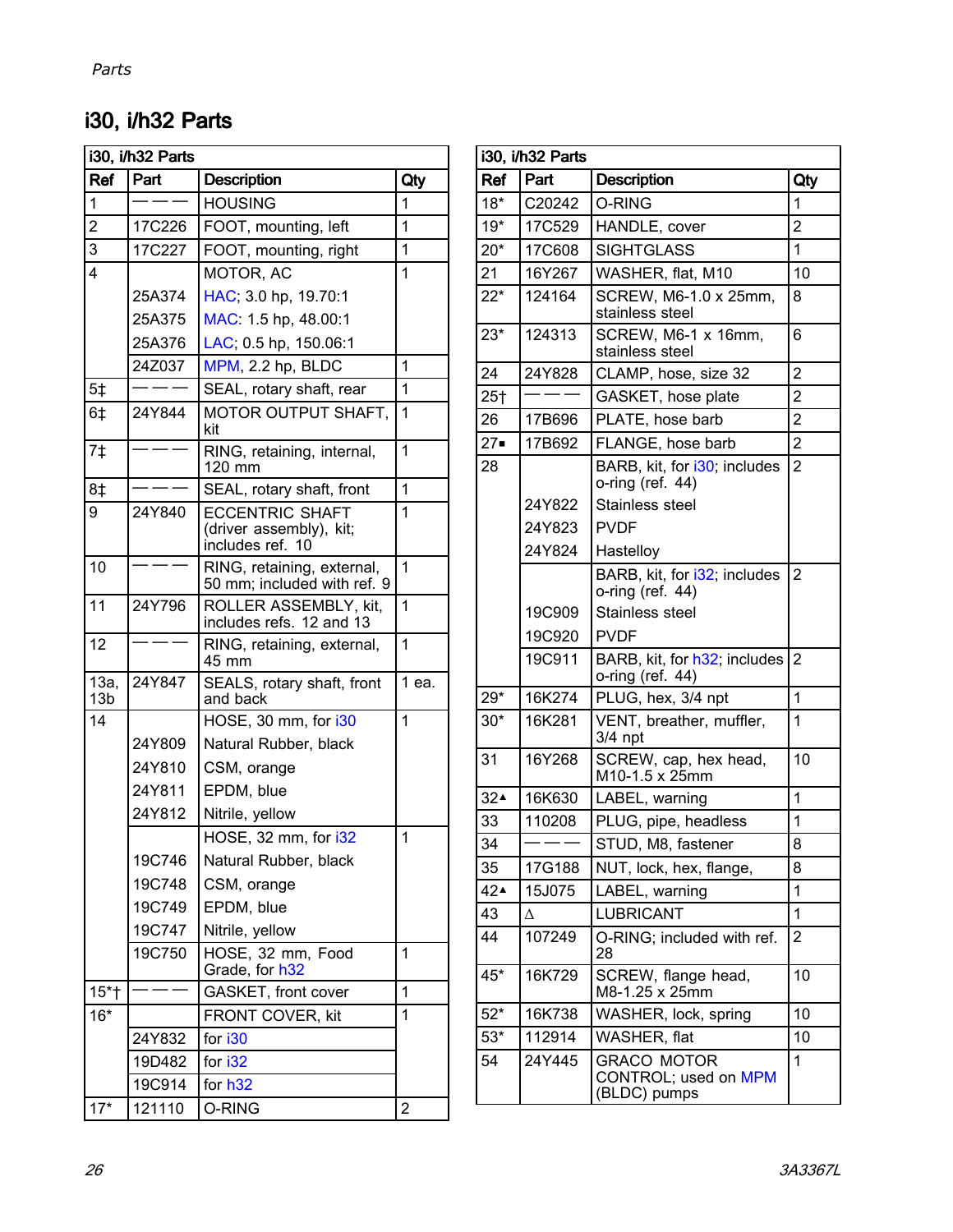## i30, i/h32 Parts

| Ref | Part | Description | Qty |
|---|---|---|---|
| 1 | ——— | HOUSING | 1 |
| 2 | 17C226 | FOOT, mounting, left | 1 |
| 3 | 17C227 | FOOT, mounting, right | 1 |
| 4 | | MOTOR, AC | 1 |
| | 25A374 | HAC; 3.0 hp, 19.70:1 | |
| | 25A375 | MAC: 1.5 hp, 48.00:1 | |
| | 25A376 | LAC; 0.5 hp, 150.06:1 | |
| | 24Z037 | MPM, 2.2 hp, BLDC | 1 |
| 5‡ | ——— | SEAL, rotary shaft, rear | 1 |
| 6‡ | 24Y844 | MOTOR OUTPUT SHAFT, kit | 1 |
| 7‡ | ——— | RING, retaining, internal, 120 mm | 1 |
| 8‡ | ——— | SEAL, rotary shaft, front | 1 |
| 9 | 24Y840 | ECCENTRIC SHAFT (driver assembly), kit; includes ref. 10 | 1 |
| 10 | ——— | RING, retaining, external, 50 mm; included with ref. 9 | 1 |
| 11 | 24Y796 | ROLLER ASSEMBLY, kit, includes refs. 12 and 13 | 1 |
| 12 | ——— | RING, retaining, external, 45 mm | 1 |
| 13a, 13b | 24Y847 | SEALS, rotary shaft, front and back | 1 ea. |
| 14 | | HOSE, 30 mm, for i30 | 1 |
| | 24Y809 | Natural Rubber, black | |
| | 24Y810 | CSM, orange | |
| | 24Y811 | EPDM, blue | |
| | 24Y812 | Nitrile, yellow | |
| | | HOSE, 32 mm, for i32 | 1 |
| | 19C746 | Natural Rubber, black | |
| | 19C748 | CSM, orange | |
| | 19C749 | EPDM, blue | |
| | 19C747 | Nitrile, yellow | |
| | 19C750 | HOSE, 32 mm, Food Grade, for h32 | 1 |
| 15*† | ——— | GASKET, front cover | 1 |
| 16* | | FRONT COVER, kit | 1 |
| | 24Y832 | for i30 | |
| | 19D482 | for i32 | |
| | 19C914 | for h32 | |
| 17* | 121110 | O-RING | 2 |
| 18* | C20242 | O-RING | 1 |
| 19* | 17C529 | HANDLE, cover | 2 |
| 20* | 17C608 | SIGHTGLASS | 1 |
| 21 | 16Y267 | WASHER, flat, M10 | 10 |
| 22* | 124164 | SCREW, M6-1.0 x 25mm, stainless steel | 8 |
| 23* | 124313 | SCREW, M6-1 x 16mm, stainless steel | 6 |
| 24 | 24Y828 | CLAMP, hose, size 32 | 2 |
| 25† | ——— | GASKET, hose plate | 2 |
| 26 | 17B696 | PLATE, hose barb | 2 |
| 27▪ | 17B692 | FLANGE, hose barb | 2 |
| 28 | | BARB, kit, for i30; includes o-ring (ref. 44) | 2 |
| | 24Y822 | Stainless steel | |
| | 24Y823 | PVDF | |
| | 24Y824 | Hastelloy | |
| | | BARB, kit, for i32; includes o-ring (ref. 44) | 2 |
| | 19C909 | Stainless steel | |
| | 19C920 | PVDF | |
| | 19C911 | BARB, kit, for h32; includes o-ring (ref. 44) | 2 |
| 29* | 16K274 | PLUG, hex, 3/4 npt | 1 |
| 30* | 16K281 | VENT, breather, muffler, 3/4 npt | 1 |
| 31 | 16Y268 | SCREW, cap, hex head, M10-1.5 x 25mm | 10 |
| 32▲ | 16K630 | LABEL, warning | 1 |
| 33 | 110208 | PLUG, pipe, headless | 1 |
| 34 | ——— | STUD, M8, fastener | 8 |
| 35 | 17G188 | NUT, lock, hex, flange, | 8 |
| 42▲ | 15J075 | LABEL, warning | 1 |
| 43 | △ | LUBRICANT | 1 |
| 44 | 107249 | O-RING; included with ref. 28 | 2 |
| 45* | 16K729 | SCREW, flange head, M8-1.25 x 25mm | 10 |
| 52* | 16K738 | WASHER, lock, spring | 10 |
| 53* | 112914 | WASHER, flat | 10 |
| 54 | 24Y445 | GRACO MOTOR CONTROL; used on MPM (BLDC) pumps | 1 |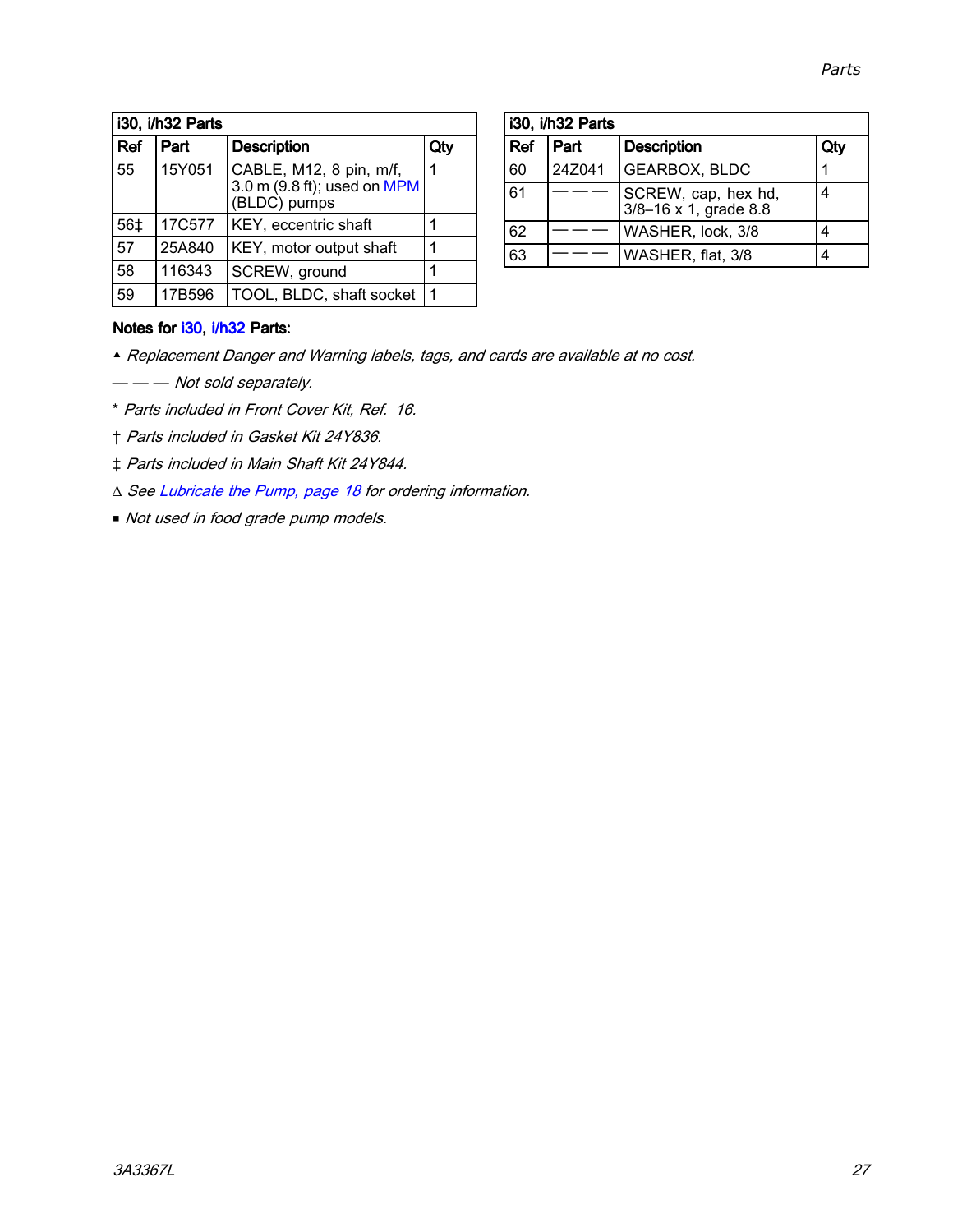| i30, i/h32 Parts | | | |
|---|---|---|---|
| Ref | Part | Description | Qty |
| 55 | 15Y051 | CABLE, M12, 8 pin, m/f, 3.0 m (9.8 ft); used on MPM (BLDC) pumps | 1 |
| 56‡ | 17C577 | KEY, eccentric shaft | 1 |
| 57 | 25A840 | KEY, motor output shaft | 1 |
| 58 | 116343 | SCREW, ground | 1 |
| 59 | 17B596 | TOOL, BLDC, shaft socket | 1 |
| 60 | 24Z041 | GEARBOX, BLDC | 1 |
| 61 | ——— | SCREW, cap, hex hd, 3/8–16 x 1, grade 8.8 | 4 |
| 62 | ——— | WASHER, lock, 3/8 | 4 |
| 63 | ——— | WASHER, flat, 3/8 | 4 |

**Notes for i30, i/h32 Parts:**

▲ *Replacement Danger and Warning labels, tags, and cards are available at no cost.*

——— *Not sold separately.*

* *Parts included in Front Cover Kit, Ref. 16.*

† *Parts included in Gasket Kit 24Y836.*

‡ *Parts included in Main Shaft Kit 24Y844.*

∆ *See Lubricate the Pump, page 18 for ordering information.*

▪ *Not used in food grade pump models.*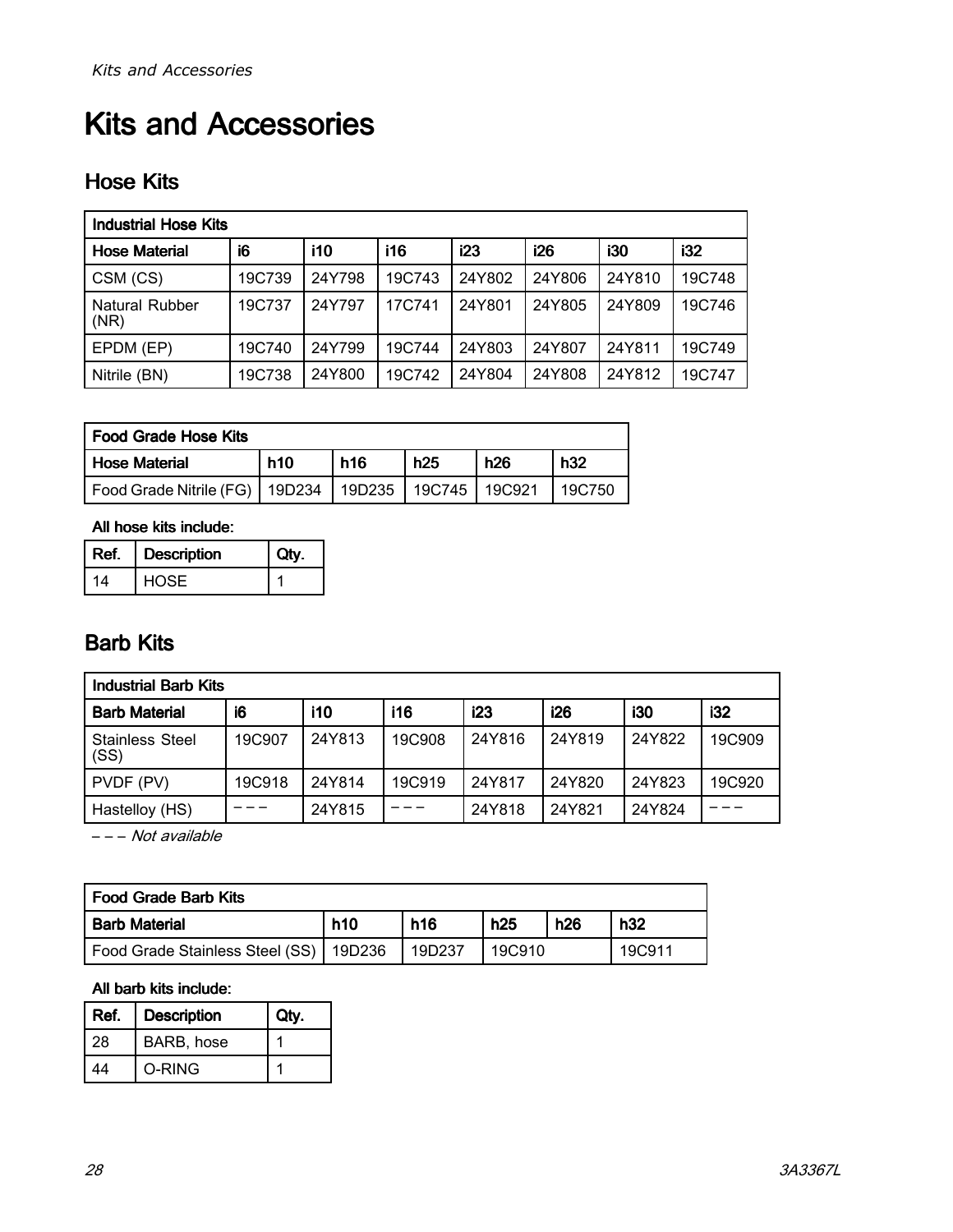# Kits and Accessories

## Hose Kits

| Industrial Hose Kits | | | | | | | |
|---|---|---|---|---|---|---|---|
| **Hose Material** | **i6** | **i10** | **i16** | **i23** | **i26** | **i30** | **i32** |
| CSM (CS) | 19C739 | 24Y798 | 19C743 | 24Y802 | 24Y806 | 24Y810 | 19C748 |
| Natural Rubber (NR) | 19C737 | 24Y797 | 17C741 | 24Y801 | 24Y805 | 24Y809 | 19C746 |
| EPDM (EP) | 19C740 | 24Y799 | 19C744 | 24Y803 | 24Y807 | 24Y811 | 19C749 |
| Nitrile (BN) | 19C738 | 24Y800 | 19C742 | 24Y804 | 24Y808 | 24Y812 | 19C747 |

| Food Grade Hose Kits | | | | | |
|---|---|---|---|---|---|
| **Hose Material** | **h10** | **h16** | **h25** | **h26** | **h32** |
| Food Grade Nitrile (FG) | 19D234 | 19D235 | 19C745 | 19C921 | 19C750 |

**All hose kits include:**

| Ref. | Description | Qty. |
|---|---|---|
| 14 | HOSE | 1 |

## Barb Kits

| Industrial Barb Kits | | | | | | | |
|---|---|---|---|---|---|---|---|
| **Barb Material** | **i6** | **i10** | **i16** | **i23** | **i26** | **i30** | **i32** |
| Stainless Steel (SS) | 19C907 | 24Y813 | 19C908 | 24Y816 | 24Y819 | 24Y822 | 19C909 |
| PVDF (PV) | 19C918 | 24Y814 | 19C919 | 24Y817 | 24Y820 | 24Y823 | 19C920 |
| Hastelloy (HS) | – – – | 24Y815 | – – – | 24Y818 | 24Y821 | 24Y824 | – – – |

*– – – Not available*

| Food Grade Barb Kits | | | | | |
|---|---|---|---|---|---|
| **Barb Material** | **h10** | **h16** | **h25** | **h26** | **h32** |
| Food Grade Stainless Steel (SS) | 19D236 | 19D237 | 19C910 | | 19C911 |

**All barb kits include:**

| Ref. | Description | Qty. |
|---|---|---|
| 28 | BARB, hose | 1 |
| 44 | O-RING | 1 |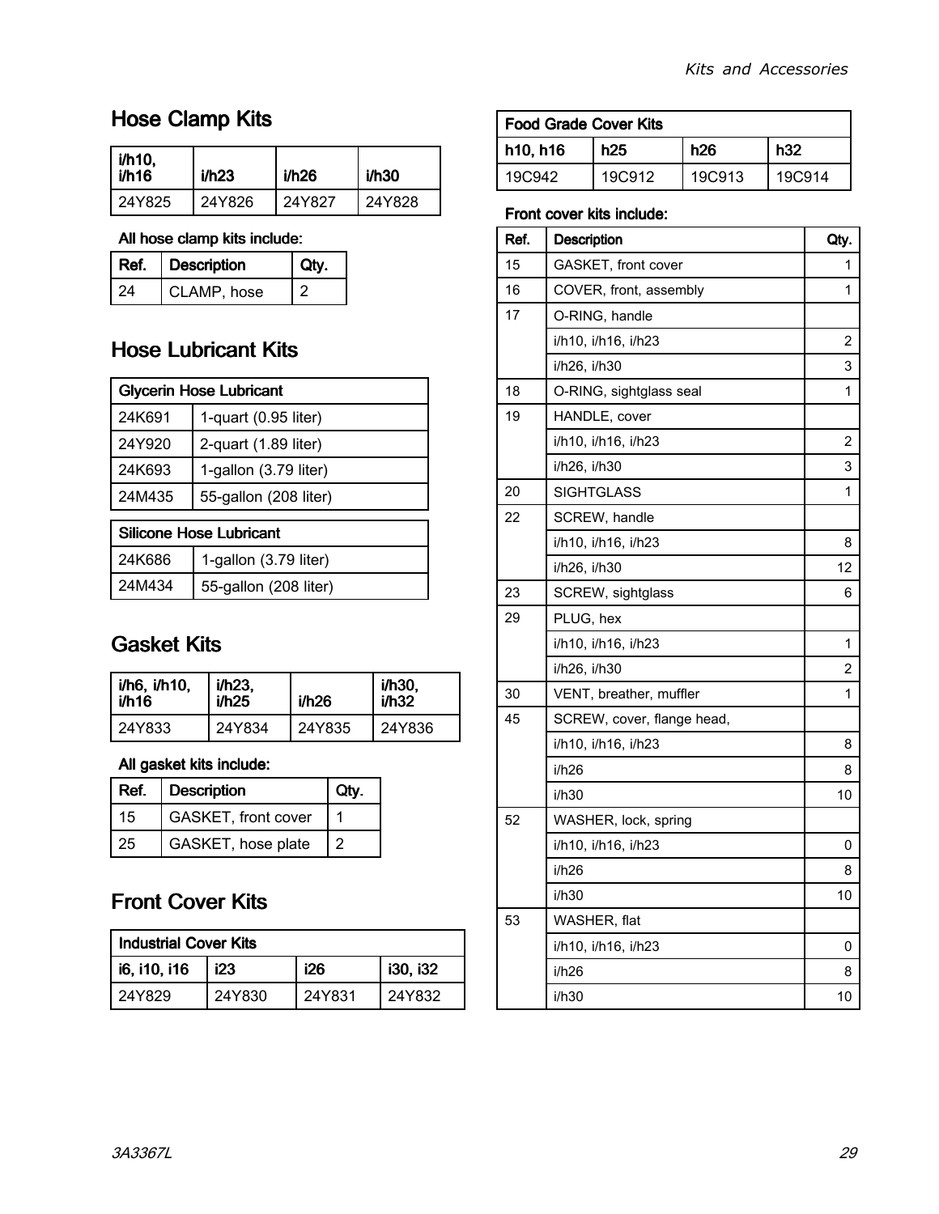## Hose Clamp Kits

| i/h10, i/h16 | i/h23 | i/h26 | i/h30 |
|---|---|---|---|
| 24Y825 | 24Y826 | 24Y827 | 24Y828 |

**All hose clamp kits include:**

| Ref. | Description | Qty. |
|---|---|---|
| 24 | CLAMP, hose | 2 |

## Hose Lubricant Kits

| Glycerin Hose Lubricant | |
|---|---|
| 24K691 | 1-quart (0.95 liter) |
| 24Y920 | 2-quart (1.89 liter) |
| 24K693 | 1-gallon (3.79 liter) |
| 24M435 | 55-gallon (208 liter) |

| Silicone Hose Lubricant | |
|---|---|
| 24K686 | 1-gallon (3.79 liter) |
| 24M434 | 55-gallon (208 liter) |

## Gasket Kits

| i/h6, i/h10, i/h16 | i/h23, i/h25 | i/h26 | i/h30, i/h32 |
|---|---|---|---|
| 24Y833 | 24Y834 | 24Y835 | 24Y836 |

**All gasket kits include:**

| Ref. | Description | Qty. |
|---|---|---|
| 15 | GASKET, front cover | 1 |
| 25 | GASKET, hose plate | 2 |

## Front Cover Kits

| Industrial Cover Kits | | | |
|---|---|---|---|
| i6, i10, i16 | i23 | i26 | i30, i32 |
| 24Y829 | 24Y830 | 24Y831 | 24Y832 |

| Food Grade Cover Kits | | | |
|---|---|---|---|
| h10, h16 | h25 | h26 | h32 |
| 19C942 | 19C912 | 19C913 | 19C914 |

**Front cover kits include:**

| Ref. | Description | Qty. |
|---|---|---|
| 15 | GASKET, front cover | 1 |
| 16 | COVER, front, assembly | 1 |
| 17 | O-RING, handle | |
| | i/h10, i/h16, i/h23 | 2 |
| | i/h26, i/h30 | 3 |
| 18 | O-RING, sightglass seal | 1 |
| 19 | HANDLE, cover | |
| | i/h10, i/h16, i/h23 | 2 |
| | i/h26, i/h30 | 3 |
| 20 | SIGHTGLASS | 1 |
| 22 | SCREW, handle | |
| | i/h10, i/h16, i/h23 | 8 |
| | i/h26, i/h30 | 12 |
| 23 | SCREW, sightglass | 6 |
| 29 | PLUG, hex | |
| | i/h10, i/h16, i/h23 | 1 |
| | i/h26, i/h30 | 2 |
| 30 | VENT, breather, muffler | 1 |
| 45 | SCREW, cover, flange head, | |
| | i/h10, i/h16, i/h23 | 8 |
| | i/h26 | 8 |
| | i/h30 | 10 |
| 52 | WASHER, lock, spring | |
| | i/h10, i/h16, i/h23 | 0 |
| | i/h26 | 8 |
| | i/h30 | 10 |
| 53 | WASHER, flat | |
| | i/h10, i/h16, i/h23 | 0 |
| | i/h26 | 8 |
| | i/h30 | 10 |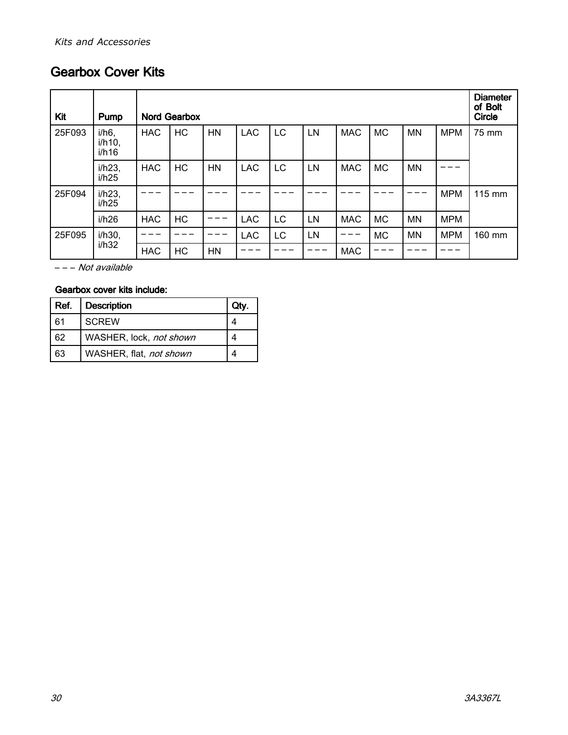## Gearbox Cover Kits

| Kit | Pump | Nord Gearbox | | | | | | | | | | Diameter of Bolt Circle |
|---|---|---|---|---|---|---|---|---|---|---|---|---|
| 25F093 | i/h6, i/h10, i/h16 | HAC | HC | HN | LAC | LC | LN | MAC | MC | MN | MPM | 75 mm |
| | i/h23, i/h25 | HAC | HC | HN | LAC | LC | LN | MAC | MC | MN | – – – | |
| 25F094 | i/h23, i/h25 | – – – | – – – | – – – | – – – | – – – | – – – | – – – | – – – | – – – | MPM | 115 mm |
| | i/h26 | HAC | HC | – – – | LAC | LC | LN | MAC | MC | MN | MPM | |
| 25F095 | i/h30, i/h32 | – – – | – – – | – – – | LAC | LC | LN | – – – | MC | MN | MPM | 160 mm |
| | | HAC | HC | HN | – – – | – – – | – – – | MAC | – – – | – – – | – – – | |

*– – – Not available*

**Gearbox cover kits include:**

| Ref. | Description | Qty. |
|---|---|---|
| 61 | SCREW | 4 |
| 62 | WASHER, lock, *not shown* | 4 |
| 63 | WASHER, flat, *not shown* | 4 |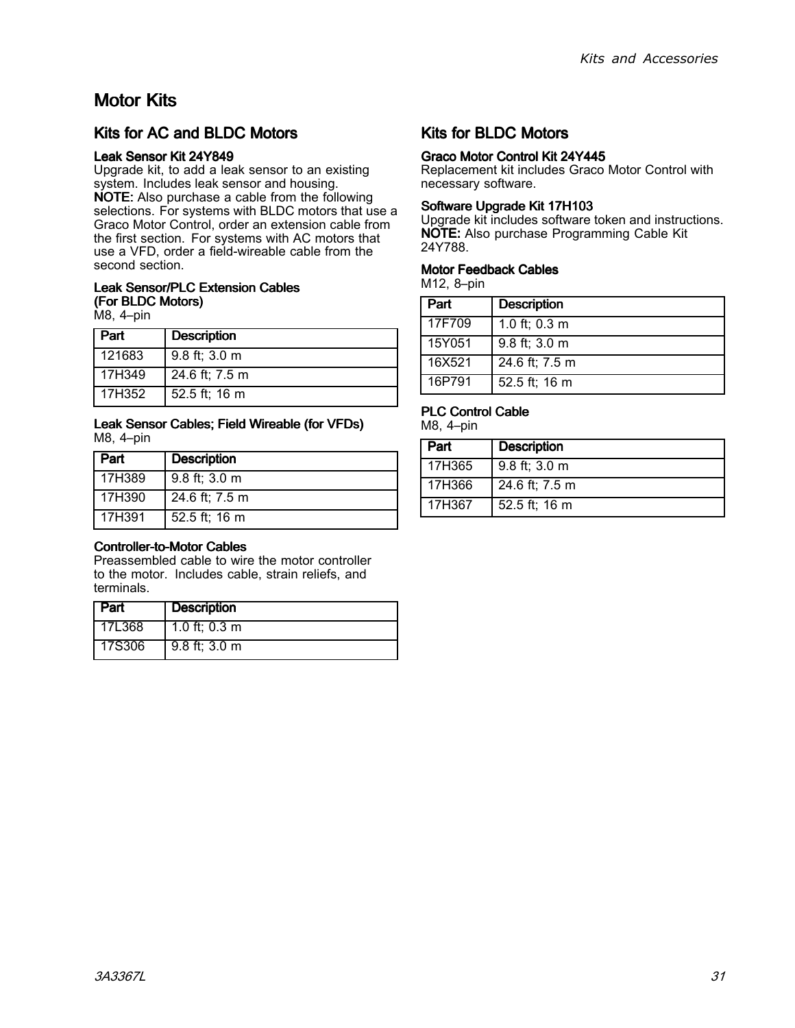# Motor Kits

## Kits for AC and BLDC Motors

### Leak Sensor Kit 24Y849

Upgrade kit, to add a leak sensor to an existing system. Includes leak sensor and housing.

**NOTE:** Also purchase a cable from the following selections. For systems with BLDC motors that use a Graco Motor Control, order an extension cable from the first section. For systems with AC motors that use a VFD, order a field-wireable cable from the second section.

### Leak Sensor/PLC Extension Cables (For BLDC Motors)

M8, 4–pin

| Part | Description |
|---|---|
| 121683 | 9.8 ft; 3.0 m |
| 17H349 | 24.6 ft; 7.5 m |
| 17H352 | 52.5 ft; 16 m |

### Leak Sensor Cables; Field Wireable (for VFDs)

M8, 4–pin

| Part | Description |
|---|---|
| 17H389 | 9.8 ft; 3.0 m |
| 17H390 | 24.6 ft; 7.5 m |
| 17H391 | 52.5 ft; 16 m |

### Controller-to-Motor Cables

Preassembled cable to wire the motor controller to the motor. Includes cable, strain reliefs, and terminals.

| Part | Description |
|---|---|
| 17L368 | 1.0 ft; 0.3 m |
| 17S306 | 9.8 ft; 3.0 m |

## Kits for BLDC Motors

### Graco Motor Control Kit 24Y445

Replacement kit includes Graco Motor Control with necessary software.

### Software Upgrade Kit 17H103

Upgrade kit includes software token and instructions.

**NOTE:** Also purchase Programming Cable Kit 24Y788.

### Motor Feedback Cables

M12, 8–pin

| Part | Description |
|---|---|
| 17F709 | 1.0 ft; 0.3 m |
| 15Y051 | 9.8 ft; 3.0 m |
| 16X521 | 24.6 ft; 7.5 m |
| 16P791 | 52.5 ft; 16 m |

### PLC Control Cable

M8, 4–pin

| Part | Description |
|---|---|
| 17H365 | 9.8 ft; 3.0 m |
| 17H366 | 24.6 ft; 7.5 m |
| 17H367 | 52.5 ft; 16 m |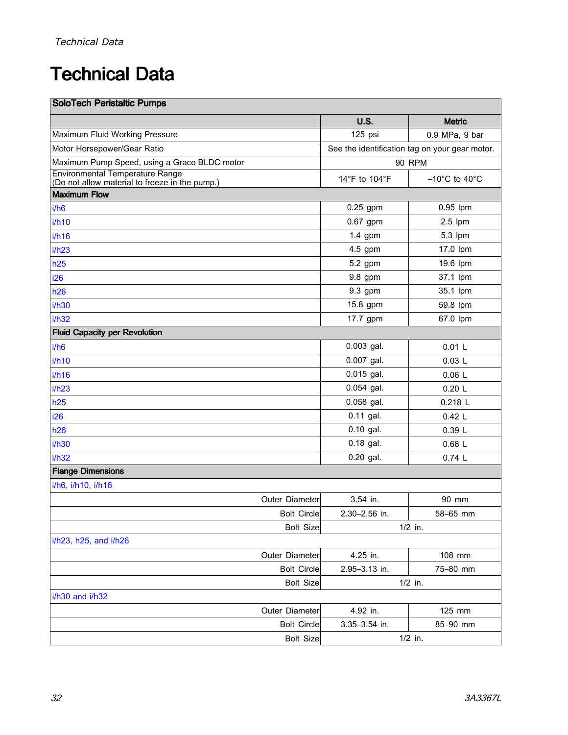# Technical Data

| SoloTech Peristaltic Pumps | | |
|---|---|---|
| | **U.S.** | **Metric** |
| Maximum Fluid Working Pressure | 125 psi | 0.9 MPa, 9 bar |
| Motor Horsepower/Gear Ratio | See the identification tag on your gear motor. | |
| Maximum Pump Speed, using a Graco BLDC motor | 90 RPM | |
| Environmental Temperature Range (Do not allow material to freeze in the pump.) | 14°F to 104°F | –10°C to 40°C |
| **Maximum Flow** | | |
| i/h6 | 0.25 gpm | 0.95 lpm |
| i/h10 | 0.67 gpm | 2.5 lpm |
| i/h16 | 1.4 gpm | 5.3 lpm |
| i/h23 | 4.5 gpm | 17.0 lpm |
| h25 | 5.2 gpm | 19.6 lpm |
| i26 | 9.8 gpm | 37.1 lpm |
| h26 | 9.3 gpm | 35.1 lpm |
| i/h30 | 15.8 gpm | 59.8 lpm |
| i/h32 | 17.7 gpm | 67.0 lpm |
| **Fluid Capacity per Revolution** | | |
| i/h6 | 0.003 gal. | 0.01 L |
| i/h10 | 0.007 gal. | 0.03 L |
| i/h16 | 0.015 gal. | 0.06 L |
| i/h23 | 0.054 gal. | 0.20 L |
| h25 | 0.058 gal. | 0.218 L |
| i26 | 0.11 gal. | 0.42 L |
| h26 | 0.10 gal. | 0.39 L |
| i/h30 | 0.18 gal. | 0.68 L |
| i/h32 | 0.20 gal. | 0.74 L |
| **Flange Dimensions** | | |
| i/h6, i/h10, i/h16 | | |
| Outer Diameter | 3.54 in. | 90 mm |
| Bolt Circle | 2.30–2.56 in. | 58–65 mm |
| Bolt Size | 1/2 in. | |
| i/h23, h25, and i/h26 | | |
| Outer Diameter | 4.25 in. | 108 mm |
| Bolt Circle | 2.95–3.13 in. | 75–80 mm |
| Bolt Size | 1/2 in. | |
| i/h30 and i/h32 | | |
| Outer Diameter | 4.92 in. | 125 mm |
| Bolt Circle | 3.35–3.54 in. | 85–90 mm |
| Bolt Size | 1/2 in. | |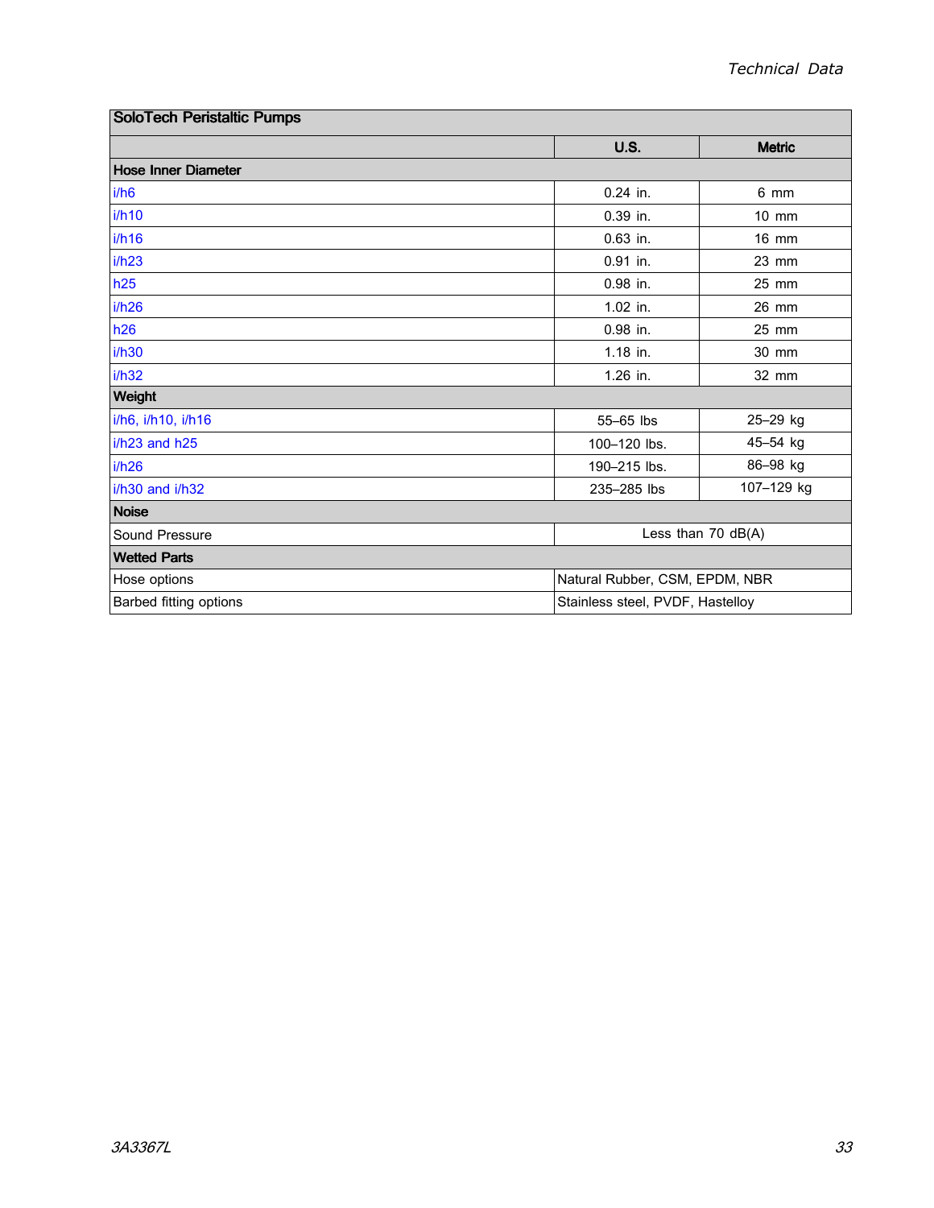| SoloTech Peristaltic Pumps | | |
|---|---|---|
| | **U.S.** | **Metric** |
| **Hose Inner Diameter** | | |
| i/h6 | 0.24 in. | 6 mm |
| i/h10 | 0.39 in. | 10 mm |
| i/h16 | 0.63 in. | 16 mm |
| i/h23 | 0.91 in. | 23 mm |
| h25 | 0.98 in. | 25 mm |
| i/h26 | 1.02 in. | 26 mm |
| h26 | 0.98 in. | 25 mm |
| i/h30 | 1.18 in. | 30 mm |
| i/h32 | 1.26 in. | 32 mm |
| **Weight** | | |
| i/h6, i/h10, i/h16 | 55–65 lbs | 25–29 kg |
| i/h23 and h25 | 100–120 lbs. | 45–54 kg |
| i/h26 | 190–215 lbs. | 86–98 kg |
| i/h30 and i/h32 | 235–285 lbs | 107–129 kg |
| **Noise** | | |
| Sound Pressure | Less than 70 dB(A) | |
| **Wetted Parts** | | |
| Hose options | Natural Rubber, CSM, EPDM, NBR | |
| Barbed fitting options | Stainless steel, PVDF, Hastelloy | |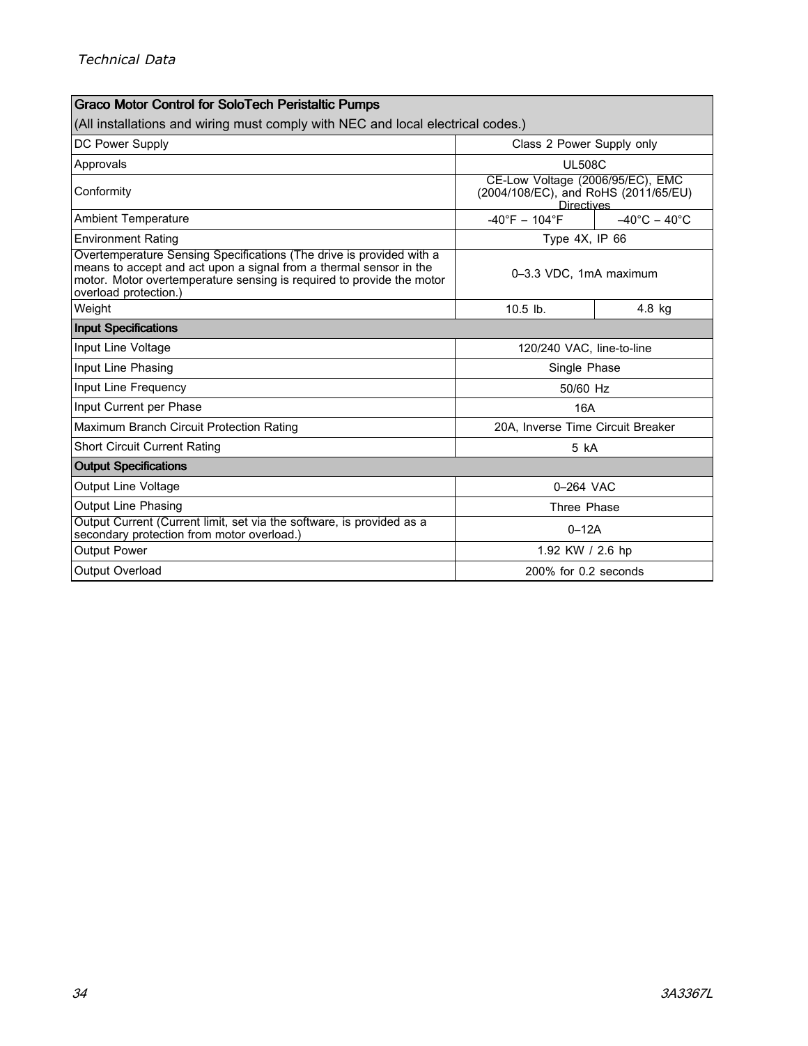| Graco Motor Control for SoloTech Peristaltic Pumps | | |
|---|---|---|
| (All installations and wiring must comply with NEC and local electrical codes.) | | |
| DC Power Supply | Class 2 Power Supply only | |
| Approvals | UL508C | |
| Conformity | CE-Low Voltage (2006/95/EC), EMC (2004/108/EC), and RoHS (2011/65/EU) Directives | |
| Ambient Temperature | -40°F – 104°F | –40°C – 40°C |
| Environment Rating | Type 4X, IP 66 | |
| Overtemperature Sensing Specifications (The drive is provided with a means to accept and act upon a signal from a thermal sensor in the motor. Motor overtemperature sensing is required to provide the motor overload protection.) | 0–3.3 VDC, 1mA maximum | |
| Weight | 10.5 lb. | 4.8 kg |
| **Input Specifications** | | |
| Input Line Voltage | 120/240 VAC, line-to-line | |
| Input Line Phasing | Single Phase | |
| Input Line Frequency | 50/60 Hz | |
| Input Current per Phase | 16A | |
| Maximum Branch Circuit Protection Rating | 20A, Inverse Time Circuit Breaker | |
| Short Circuit Current Rating | 5 kA | |
| **Output Specifications** | | |
| Output Line Voltage | 0–264 VAC | |
| Output Line Phasing | Three Phase | |
| Output Current (Current limit, set via the software, is provided as a secondary protection from motor overload.) | 0–12A | |
| Output Power | 1.92 KW / 2.6 hp | |
| Output Overload | 200% for 0.2 seconds | |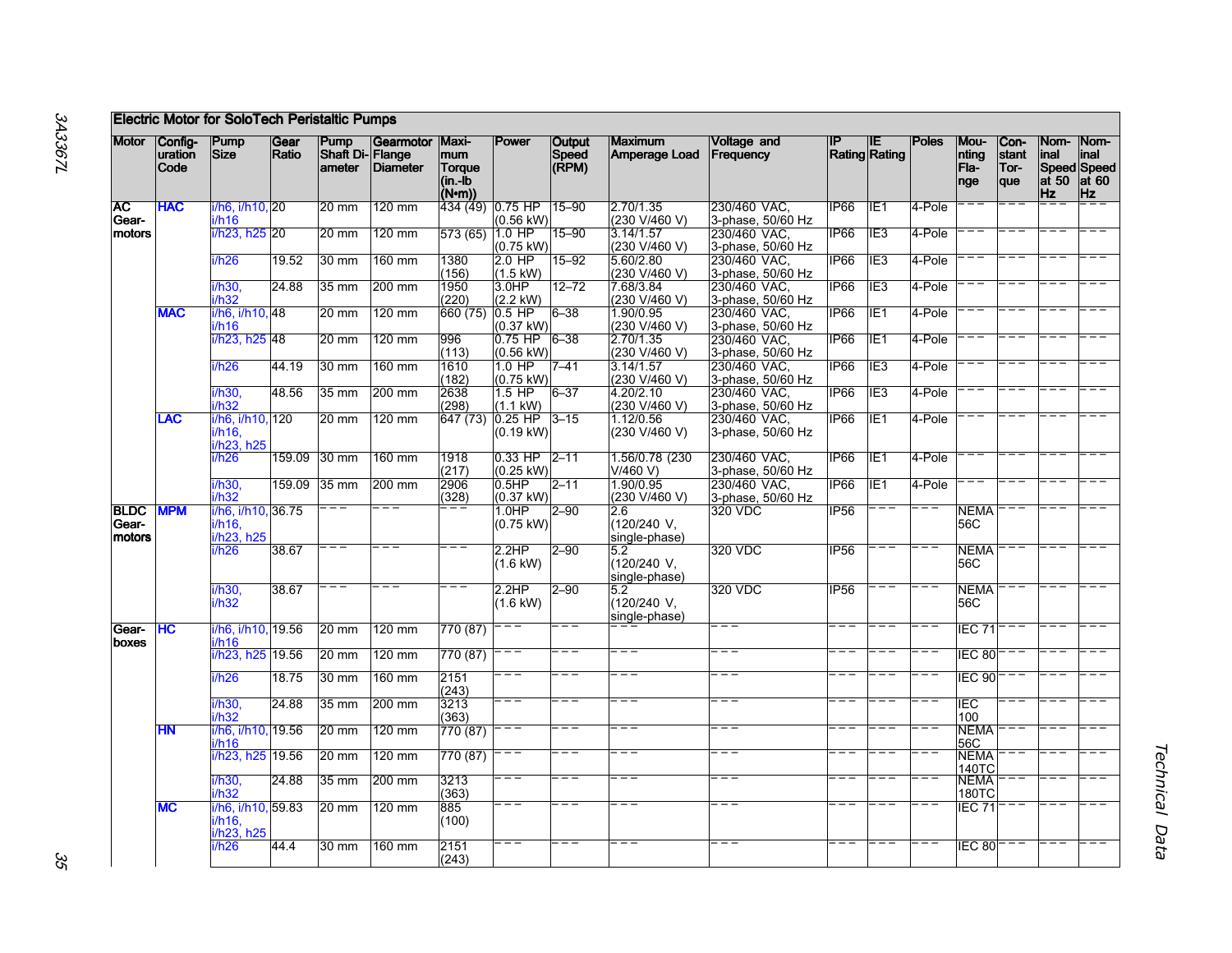| Electric Motor for SoloTech Peristaltic Pumps | | | | | | | | | | | | | | | | | |
|---|---|---|---|---|---|---|---|---|---|---|---|---|---|---|---|---|---|
| Motor | Configuration Code | Pump Size | Gear Ratio | Pump Shaft Diameter | Gearmotor Flange Diameter | Maximum Torque (in.-lb (N•m)) | Power | Output Speed (RPM) | Maximum Amperage Load | Voltage and Frequency | IP Rating | IE Rating | Poles | Mounting Flange | Constant Torque | Nominal Speed at 50 Hz | Nominal Speed at 60 Hz |
| AC Gearmotors | HAC | i/h6, i/h10, i/h16 | 20 | 20 mm | 120 mm | 434 (49) | 0.75 HP (0.56 kW) | 15–90 | 2.70/1.35 (230 V/460 V) | 230/460 VAC, 3-phase, 50/60 Hz | IP66 | IE1 | 4-Pole | – – – | – – – | – – – | – – – |
| | | i/h23, h25 | 20 | 20 mm | 120 mm | 573 (65) | 1.0 HP (0.75 kW) | 15–90 | 3.14/1.57 (230 V/460 V) | 230/460 VAC, 3-phase, 50/60 Hz | IP66 | IE3 | 4-Pole | – – – | – – – | – – – | – – – |
| | | i/h26 | 19.52 | 30 mm | 160 mm | 1380 (156) | 2.0 HP (1.5 kW) | 15–92 | 5.60/2.80 (230 V/460 V) | 230/460 VAC, 3-phase, 50/60 Hz | IP66 | IE3 | 4-Pole | – – – | – – – | – – – | – – – |
| | | i/h30, i/h32 | 24.88 | 35 mm | 200 mm | 1950 (220) | 3.0HP (2.2 kW) | 12–72 | 7.68/3.84 (230 V/460 V) | 230/460 VAC, 3-phase, 50/60 Hz | IP66 | IE3 | 4-Pole | – – – | – – – | – – – | – – – |
| | MAC | i/h6, i/h10, i/h16 | 48 | 20 mm | 120 mm | 660 (75) | 0.5 HP (0.37 kW) | 6–38 | 1.90/0.95 (230 V/460 V) | 230/460 VAC, 3-phase, 50/60 Hz | IP66 | IE1 | 4-Pole | – – – | – – – | – – – | – – – |
| | | i/h23, h25 | 48 | 20 mm | 120 mm | 996 (113) | 0.75 HP (0.56 kW) | 6–38 | 2.70/1.35 (230 V/460 V) | 230/460 VAC, 3-phase, 50/60 Hz | IP66 | IE1 | 4-Pole | – – – | – – – | – – – | – – – |
| | | i/h26 | 44.19 | 30 mm | 160 mm | 1610 (182) | 1.0 HP (0.75 kW) | 7–41 | 3.14/1.57 (230 V/460 V) | 230/460 VAC, 3-phase, 50/60 Hz | IP66 | IE3 | 4-Pole | – – – | – – – | – – – | – – – |
| | | i/h30, i/h32 | 48.56 | 35 mm | 200 mm | 2638 (298) | 1.5 HP (1.1 kW) | 6–37 | 4.20/2.10 (230 V/460 V) | 230/460 VAC, 3-phase, 50/60 Hz | IP66 | IE3 | 4-Pole | – – – | – – – | – – – | – – – |
| | LAC | i/h6, i/h10, i/h16, i/h23, h25 | 120 | 20 mm | 120 mm | 647 (73) | 0.25 HP (0.19 kW) | 3–15 | 1.12/0.56 (230 V/460 V) | 230/460 VAC, 3-phase, 50/60 Hz | IP66 | IE1 | 4-Pole | – – – | – – – | – – – | – – – |
| | | i/h26 | 159.09 | 30 mm | 160 mm | 1918 (217) | 0.33 HP (0.25 kW) | 2–11 | 1.56/0.78 (230 V/460 V) | 230/460 VAC, 3-phase, 50/60 Hz | IP66 | IE1 | 4-Pole | – – – | – – – | – – – | – – – |
| | | i/h30, i/h32 | 159.09 | 35 mm | 200 mm | 2906 (328) | 0.5HP (0.37 kW) | 2–11 | 1.90/0.95 (230 V/460 V) | 230/460 VAC, 3-phase, 50/60 Hz | IP66 | IE1 | 4-Pole | – – – | – – – | – – – | – – – |
| BLDC Gearmotors | MPM | i/h6, i/h10, i/h16, i/h23, h25 | 36.75 | – – – | – – – | – – – | 1.0HP (0.75 kW) | 2–90 | 2.6 (120/240 V, single-phase) | 320 VDC | IP56 | – – – | – – – | NEMA 56C | – – – | – – – | – – – |
| | | i/h26 | 38.67 | – – – | – – – | – – – | 2.2HP (1.6 kW) | 2–90 | 5.2 (120/240 V, single-phase) | 320 VDC | IP56 | – – – | – – – | NEMA 56C | – – – | – – – | – – – |
| | | i/h30, i/h32 | 38.67 | – – – | – – – | – – – | 2.2HP (1.6 kW) | 2–90 | 5.2 (120/240 V, single-phase) | 320 VDC | IP56 | – – – | – – – | NEMA 56C | – – – | – – – | – – – |
| Gearboxes | HC | i/h6, i/h10, i/h16 | 19.56 | 20 mm | 120 mm | 770 (87) | – – – | – – – | – – – | – – – | – – – | – – – | – – – | IEC 71 | – – – | – – – | – – – |
| | | i/h23, h25 | 19.56 | 20 mm | 120 mm | 770 (87) | – – – | – – – | – – – | – – – | – – – | – – – | – – – | IEC 80 | – – – | – – – | – – – |
| | | i/h26 | 18.75 | 30 mm | 160 mm | 2151 (243) | – – – | – – – | – – – | – – – | – – – | – – – | – – – | IEC 90 | – – – | – – – | – – – |
| | | i/h30, i/h32 | 24.88 | 35 mm | 200 mm | 3213 (363) | – – – | – – – | – – – | – – – | – – – | – – – | – – – | IEC 100 | – – – | – – – | – – – |
| | HN | i/h6, i/h10, i/h16 | 19.56 | 20 mm | 120 mm | 770 (87) | – – – | – – – | – – – | – – – | – – – | – – – | – – – | NEMA 56C | – – – | – – – | – – – |
| | | i/h23, h25 | 19.56 | 20 mm | 120 mm | 770 (87) | – – – | – – – | – – – | – – – | – – – | – – – | – – – | NEMA 140TC | – – – | – – – | – – – |
| | | i/h30, i/h32 | 24.88 | 35 mm | 200 mm | 3213 (363) | – – – | – – – | – – – | – – – | – – – | – – – | – – – | NEMA 180TC | – – – | – – – | – – – |
| | MC | i/h6, i/h10, i/h16, i/h23, h25 | 59.83 | 20 mm | 120 mm | 885 (100) | – – – | – – – | – – – | – – – | – – – | – – – | – – – | IEC 71 | – – – | – – – | – – – |
| | | i/h26 | 44.4 | 30 mm | 160 mm | 2151 (243) | – – – | – – – | – – – | – – – | – – – | – – – | – – – | IEC 80 | – – – | – – – | – – – |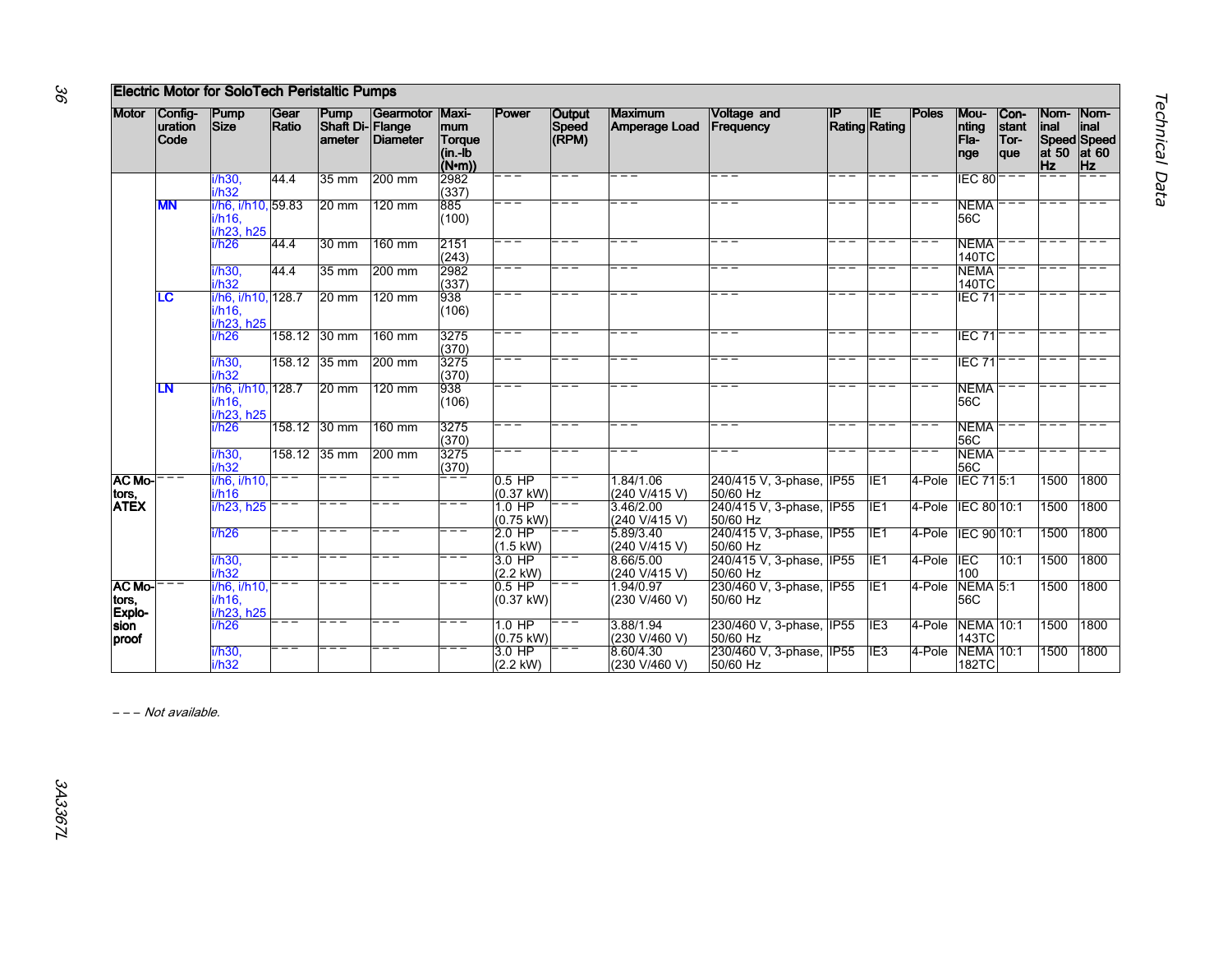| Electric Motor for SoloTech Peristaltic Pumps | | | | | | | | | | | | | | | | | |
|---|---|---|---|---|---|---|---|---|---|---|---|---|---|---|---|---|---|
| Motor | Configuration Code | Pump Size | Gear Ratio | Pump Shaft Diameter | Gearmotor Flange Diameter | Maximum Torque (in.-lb (N•m)) | Power | Output Speed (RPM) | Maximum Amperage Load | Voltage and Frequency | IP Rating | IE Rating | Poles | Mounting Flange | Constant Torque | Nominal Speed at 50 Hz | Nominal Speed at 60 Hz |
| | | i/h30, i/h32 | 44.4 | 35 mm | 200 mm | 2982 (337) | – – – | – – – | – – – | – – – | – – – | – – – | – – – | IEC 80 | – – – | – – – | – – – |
| | **MN** | i/h6, i/h10, i/h16, i/h23, h25 | 59.83 | 20 mm | 120 mm | 885 (100) | – – – | – – – | – – – | – – – | – – – | – – – | – – – | NEMA 56C | – – – | – – – | – – – |
| | | i/h26 | 44.4 | 30 mm | 160 mm | 2151 (243) | – – – | – – – | – – – | – – – | – – – | – – – | – – – | NEMA 140TC | – – – | – – – | – – – |
| | | i/h30, i/h32 | 44.4 | 35 mm | 200 mm | 2982 (337) | – – – | – – – | – – – | – – – | – – – | – – – | – – – | NEMA 140TC | – – – | – – – | – – – |
| | **LC** | i/h6, i/h10, i/h16, i/h23, h25 | 128.7 | 20 mm | 120 mm | 938 (106) | – – – | – – – | – – – | – – – | – – – | – – – | – – – | IEC 71 | – – – | – – – | – – – |
| | | i/h26 | 158.12 | 30 mm | 160 mm | 3275 (370) | – – – | – – – | – – – | – – – | – – – | – – – | – – – | IEC 71 | – – – | – – – | – – – |
| | | i/h30, i/h32 | 158.12 | 35 mm | 200 mm | 3275 (370) | – – – | – – – | – – – | – – – | – – – | – – – | – – – | IEC 71 | – – – | – – – | – – – |
| | **LN** | i/h6, i/h10, i/h16, i/h23, h25 | 128.7 | 20 mm | 120 mm | 938 (106) | – – – | – – – | – – – | – – – | – – – | – – – | – – – | NEMA 56C | – – – | – – – | – – – |
| | | i/h26 | 158.12 | 30 mm | 160 mm | 3275 (370) | – – – | – – – | – – – | – – – | – – – | – – – | – – – | NEMA 56C | – – – | – – – | – – – |
| | | i/h30, i/h32 | 158.12 | 35 mm | 200 mm | 3275 (370) | – – – | – – – | – – – | – – – | – – – | – – – | – – – | NEMA 56C | – – – | – – – | – – – |
| **AC Motors, ATEX** | – – – | i/h6, i/h10, i/h16 | – – – | – – – | – – – | – – – | 0.5 HP (0.37 kW) | – – – | 1.84/1.06 (240 V/415 V) | 240/415 V, 3-phase, 50/60 Hz | IP55 | IE1 | 4-Pole | IEC 71 | 5:1 | 1500 | 1800 |
| | | i/h23, h25 | – – – | – – – | – – – | – – – | 1.0 HP (0.75 kW) | – – – | 3.46/2.00 (240 V/415 V) | 240/415 V, 3-phase, 50/60 Hz | IP55 | IE1 | 4-Pole | IEC 80 | 10:1 | 1500 | 1800 |
| | | i/h26 | – – – | – – – | – – – | – – – | 2.0 HP (1.5 kW) | – – – | 5.89/3.40 (240 V/415 V) | 240/415 V, 3-phase, 50/60 Hz | IP55 | IE1 | 4-Pole | IEC 90 | 10:1 | 1500 | 1800 |
| | | i/h30, i/h32 | – – – | – – – | – – – | – – – | 3.0 HP (2.2 kW) | – – – | 8.66/5.00 (240 V/415 V) | 240/415 V, 3-phase, 50/60 Hz | IP55 | IE1 | 4-Pole | IEC 100 | 10:1 | 1500 | 1800 |
| **AC Motors, Explosion proof** | – – – | i/h6, i/h10, i/h16, i/h23, h25 | – – – | – – – | – – – | – – – | 0.5 HP (0.37 kW) | – – – | 1.94/0.97 (230 V/460 V) | 230/460 V, 3-phase, 50/60 Hz | IP55 | IE1 | 4-Pole | NEMA 56C | 5:1 | 1500 | 1800 |
| | | i/h26 | – – – | – – – | – – – | – – – | 1.0 HP (0.75 kW) | – – – | 3.88/1.94 (230 V/460 V) | 230/460 V, 3-phase, 50/60 Hz | IP55 | IE3 | 4-Pole | NEMA 143TC | 10:1 | 1500 | 1800 |
| | | i/h30, i/h32 | – – – | – – – | – – – | – – – | 3.0 HP (2.2 kW) | – – – | 8.60/4.30 (230 V/460 V) | 230/460 V, 3-phase, 50/60 Hz | IP55 | IE3 | 4-Pole | NEMA 182TC | 10:1 | 1500 | 1800 |

*– – – Not available.*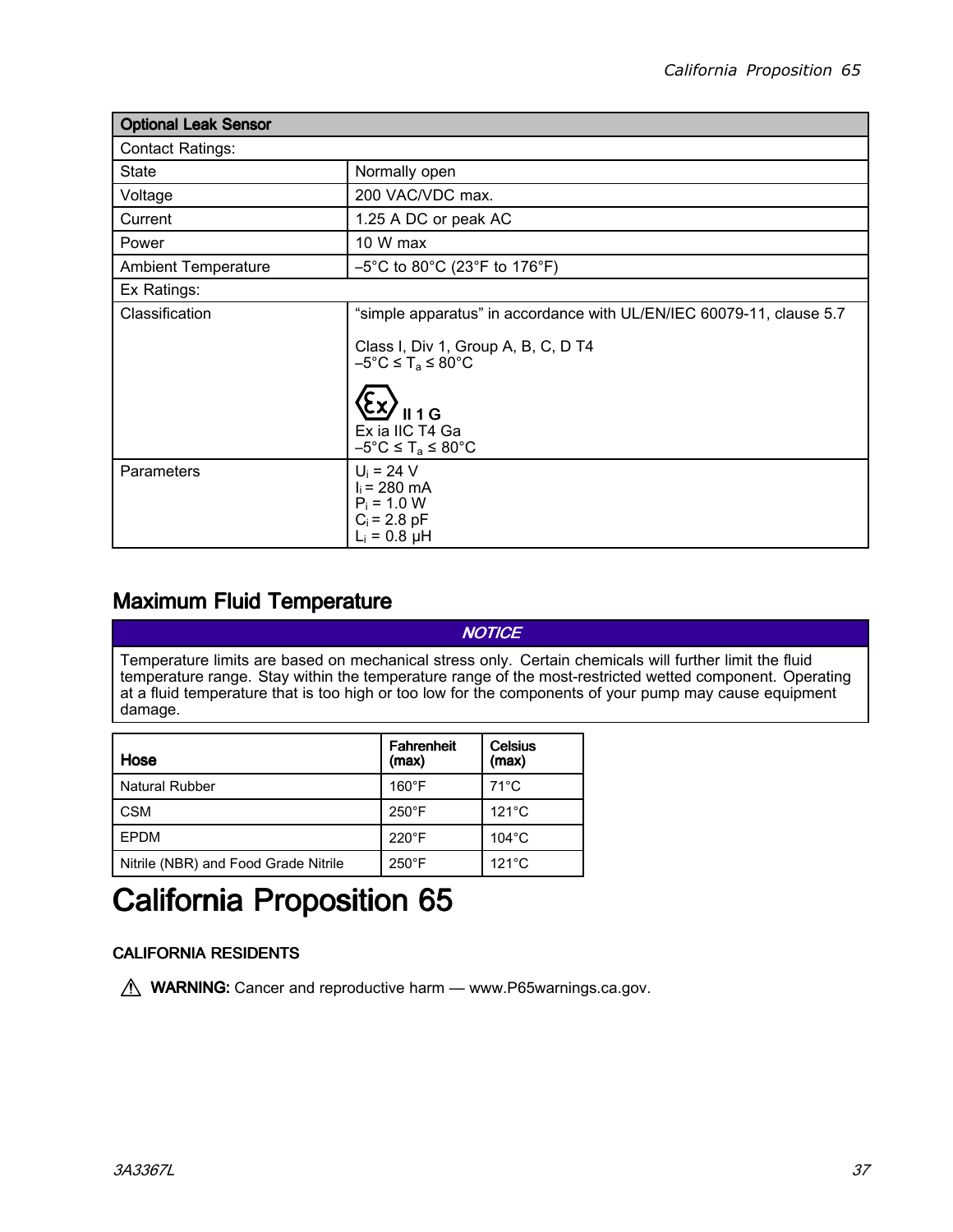| Optional Leak Sensor | |
|---|---|
| Contact Ratings: | |
| State | Normally open |
| Voltage | 200 VAC/VDC max. |
| Current | 1.25 A DC or peak AC |
| Power | 10 W max |
| Ambient Temperature | –5°C to 80°C (23°F to 176°F) |
| Ex Ratings: | |
| Classification | “simple apparatus” in accordance with UL/EN/IEC 60079-11, clause 5.7<br><br>Class I, Div 1, Group A, B, C, D T4<br>$-5°C \leq T_a \leq 80°C$<br><br>Ex II 1 G<br>Ex ia IIC T4 Ga<br>$-5°C \leq T_a \leq 80°C$ |
| Parameters | $U_i$ = 24 V<br>$I_i$ = 280 mA<br>$P_i$ = 1.0 W<br>$C_i$ = 2.8 pF<br>$L_i$ = 0.8 µH |

## Maximum Fluid Temperature

| *NOTICE* |
|---|
| Temperature limits are based on mechanical stress only. Certain chemicals will further limit the fluid temperature range. Stay within the temperature range of the most-restricted wetted component. Operating at a fluid temperature that is too high or too low for the components of your pump may cause equipment damage. |

| Hose | Fahrenheit (max) | Celsius (max) |
|---|---|---|
| Natural Rubber | 160°F | 71°C |
| CSM | 250°F | 121°C |
| EPDM | 220°F | 104°C |
| Nitrile (NBR) and Food Grade Nitrile | 250°F | 121°C |

# California Proposition 65

**CALIFORNIA RESIDENTS**

⚠ **WARNING:** Cancer and reproductive harm — www.P65warnings.ca.gov.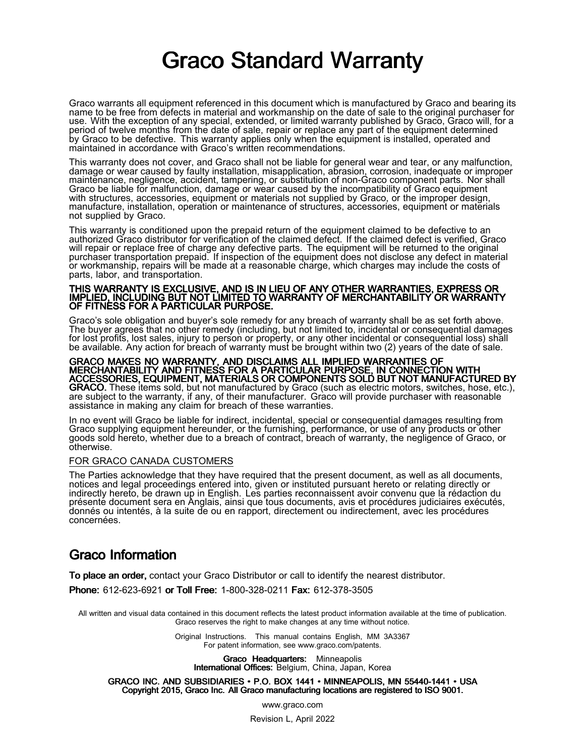# Graco Standard Warranty

Graco warrants all equipment referenced in this document which is manufactured by Graco and bearing its name to be free from defects in material and workmanship on the date of sale to the original purchaser for use. With the exception of any special, extended, or limited warranty published by Graco, Graco will, for a period of twelve months from the date of sale, repair or replace any part of the equipment determined by Graco to be defective. This warranty applies only when the equipment is installed, operated and maintained in accordance with Graco's written recommendations.

This warranty does not cover, and Graco shall not be liable for general wear and tear, or any malfunction, damage or wear caused by faulty installation, misapplication, abrasion, corrosion, inadequate or improper maintenance, negligence, accident, tampering, or substitution of non-Graco component parts. Nor shall Graco be liable for malfunction, damage or wear caused by the incompatibility of Graco equipment with structures, accessories, equipment or materials not supplied by Graco, or the improper design, manufacture, installation, operation or maintenance of structures, accessories, equipment or materials not supplied by Graco.

This warranty is conditioned upon the prepaid return of the equipment claimed to be defective to an authorized Graco distributor for verification of the claimed defect. If the claimed defect is verified, Graco will repair or replace free of charge any defective parts. The equipment will be returned to the original purchaser transportation prepaid. If inspection of the equipment does not disclose any defect in material or workmanship, repairs will be made at a reasonable charge, which charges may include the costs of parts, labor, and transportation.

**THIS WARRANTY IS EXCLUSIVE, AND IS IN LIEU OF ANY OTHER WARRANTIES, EXPRESS OR IMPLIED, INCLUDING BUT NOT LIMITED TO WARRANTY OF MERCHANTABILITY OR WARRANTY OF FITNESS FOR A PARTICULAR PURPOSE.**

Graco's sole obligation and buyer's sole remedy for any breach of warranty shall be as set forth above. The buyer agrees that no other remedy (including, but not limited to, incidental or consequential damages for lost profits, lost sales, injury to person or property, or any other incidental or consequential loss) shall be available. Any action for breach of warranty must be brought within two (2) years of the date of sale.

**GRACO MAKES NO WARRANTY, AND DISCLAIMS ALL IMPLIED WARRANTIES OF MERCHANTABILITY AND FITNESS FOR A PARTICULAR PURPOSE, IN CONNECTION WITH ACCESSORIES, EQUIPMENT, MATERIALS OR COMPONENTS SOLD BUT NOT MANUFACTURED BY GRACO.** These items sold, but not manufactured by Graco (such as electric motors, switches, hose, etc.), are subject to the warranty, if any, of their manufacturer. Graco will provide purchaser with reasonable assistance in making any claim for breach of these warranties.

In no event will Graco be liable for indirect, incidental, special or consequential damages resulting from Graco supplying equipment hereunder, or the furnishing, performance, or use of any products or other goods sold hereto, whether due to a breach of contract, breach of warranty, the negligence of Graco, or otherwise.

FOR GRACO CANADA CUSTOMERS

The Parties acknowledge that they have required that the present document, as well as all documents, notices and legal proceedings entered into, given or instituted pursuant hereto or relating directly or indirectly hereto, be drawn up in English. Les parties reconnaissent avoir convenu que la rédaction du présente document sera en Anglais, ainsi que tous documents, avis et procédures judiciaires exécutés, donnés ou intentés, à la suite de ou en rapport, directement ou indirectement, avec les procédures concernées.

## Graco Information

**To place an order,** contact your Graco Distributor or call to identify the nearest distributor.

**Phone:** 612-623-6921 **or Toll Free:** 1-800-328-0211 **Fax:** 612-378-3505

All written and visual data contained in this document reflects the latest product information available at the time of publication. Graco reserves the right to make changes at any time without notice.

Original Instructions. This manual contains English, MM 3A3367
For patent information, see www.graco.com/patents.

**Graco Headquarters:** Minneapolis
**International Offices:** Belgium, China, Japan, Korea

**GRACO INC. AND SUBSIDIARIES • P.O. BOX 1441 • MINNEAPOLIS, MN 55440-1441 • USA**
**Copyright 2015, Graco Inc. All Graco manufacturing locations are registered to ISO 9001.**

www.graco.com

Revision L, April 2022